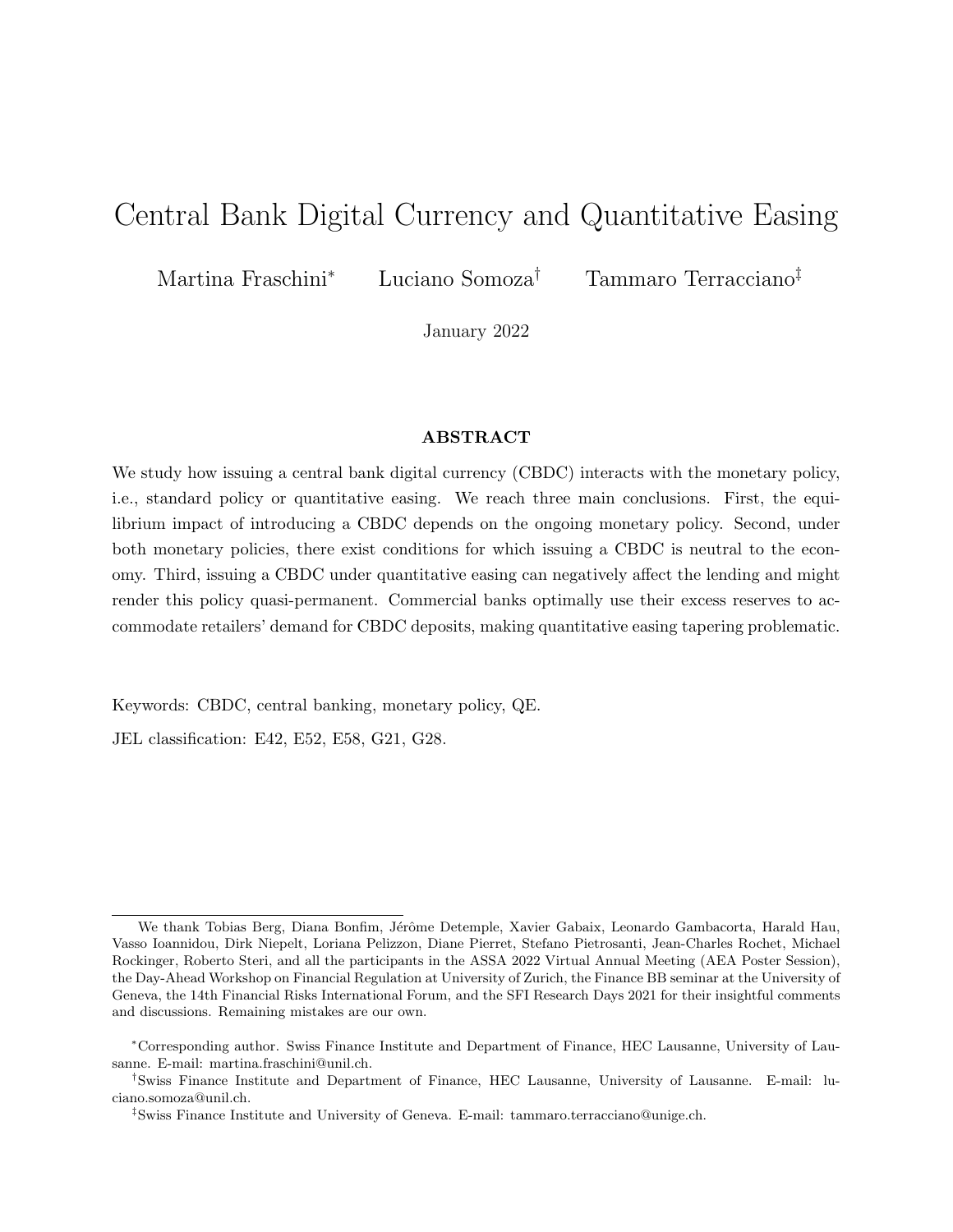# Central Bank Digital Currency and Quantitative Easing

Martina Fraschini[*] Luciano Somoza[†] Tammaro Terracciano[‡]

January 2022

## ABSTRACT

We study how issuing a central bank digital currency (CBDC) interacts with the monetary policy, i.e., standard policy or quantitative easing. We reach three main conclusions. First, the equilibrium impact of introducing a CBDC depends on the ongoing monetary policy. Second, under both monetary policies, there exist conditions for which issuing a CBDC is neutral to the economy. Third, issuing a CBDC under quantitative easing can negatively affect the lending and might render this policy quasi-permanent. Commercial banks optimally use their excess reserves to accommodate retailers' demand for CBDC deposits, making quantitative easing tapering problematic.

Keywords: CBDC, central banking, monetary policy, QE.

JEL classification: E42, E52, E58, G21, G28.

---

We thank Tobias Berg, Diana Bonfim, Jérôme Detemple, Xavier Gabaix, Leonardo Gambacorta, Harald Hau, Vasso Ioannidou, Dirk Niepelt, Loriana Pelizzon, Diane Pierret, Stefano Pietrosanti, Jean-Charles Rochet, Michael Rockinger, Roberto Steri, and all the participants in the ASSA 2022 Virtual Annual Meeting (AEA Poster Session), the Day-Ahead Workshop on Financial Regulation at University of Zurich, the Finance BB seminar at the University of Geneva, the 14th Financial Risks International Forum, and the SFI Research Days 2021 for their insightful comments and discussions. Remaining mistakes are our own.

[*] Corresponding author. Swiss Finance Institute and Department of Finance, HEC Lausanne, University of Lausanne. E-mail: martina.fraschini@unil.ch.

[†] Swiss Finance Institute and Department of Finance, HEC Lausanne, University of Lausanne. E-mail: luciano.somoza@unil.ch.

[‡] Swiss Finance Institute and University of Geneva. E-mail: tammaro.terracciano@unige.ch.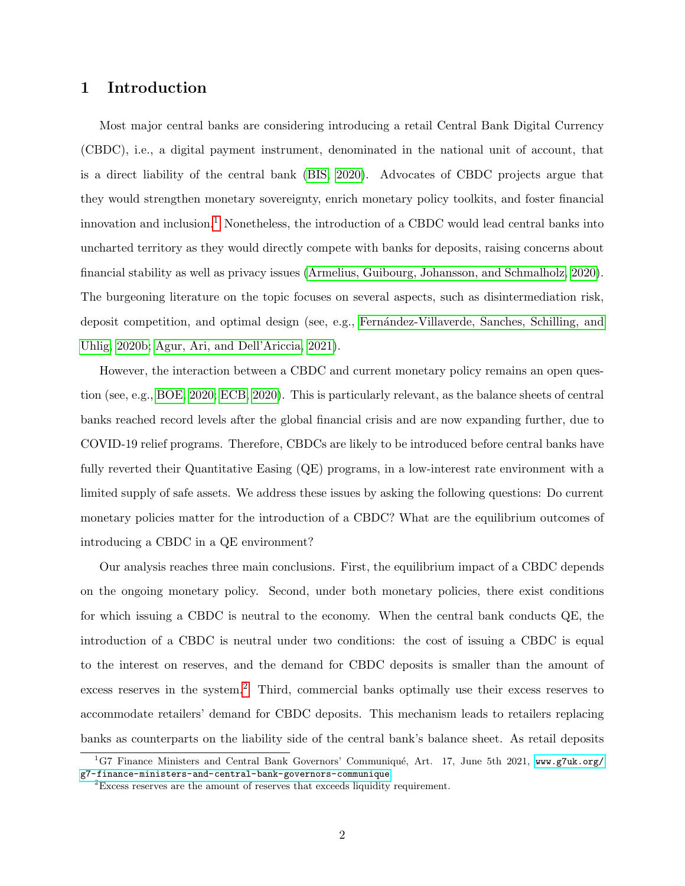# 1 Introduction

Most major central banks are considering introducing a retail Central Bank Digital Currency (CBDC), i.e., a digital payment instrument, denominated in the national unit of account, that is a direct liability of the central bank (BIS, 2020). Advocates of CBDC projects argue that they would strengthen monetary sovereignty, enrich monetary policy toolkits, and foster financial innovation and inclusion.[1] Nonetheless, the introduction of a CBDC would lead central banks into uncharted territory as they would directly compete with banks for deposits, raising concerns about financial stability as well as privacy issues (Armelius, Guibourg, Johansson, and Schmalholz, 2020). The burgeoning literature on the topic focuses on several aspects, such as disintermediation risk, deposit competition, and optimal design (see, e.g., Fernández-Villaverde, Sanches, Schilling, and Uhlig, 2020b; Agur, Ari, and Dell'Ariccia, 2021).

However, the interaction between a CBDC and current monetary policy remains an open question (see, e.g., BOE, 2020; ECB, 2020). This is particularly relevant, as the balance sheets of central banks reached record levels after the global financial crisis and are now expanding further, due to COVID-19 relief programs. Therefore, CBDCs are likely to be introduced before central banks have fully reverted their Quantitative Easing (QE) programs, in a low-interest rate environment with a limited supply of safe assets. We address these issues by asking the following questions: Do current monetary policies matter for the introduction of a CBDC? What are the equilibrium outcomes of introducing a CBDC in a QE environment?

Our analysis reaches three main conclusions. First, the equilibrium impact of a CBDC depends on the ongoing monetary policy. Second, under both monetary policies, there exist conditions for which issuing a CBDC is neutral to the economy. When the central bank conducts QE, the introduction of a CBDC is neutral under two conditions: the cost of issuing a CBDC is equal to the interest on reserves, and the demand for CBDC deposits is smaller than the amount of excess reserves in the system.[2] Third, commercial banks optimally use their excess reserves to accommodate retailers' demand for CBDC deposits. This mechanism leads to retailers replacing banks as counterparts on the liability side of the central bank's balance sheet. As retail deposits

[1] G7 Finance Ministers and Central Bank Governors' Communiqué, Art. 17, June 5th 2021, www.g7uk.org/g7-finance-ministers-and-central-bank-governors-communique.

[2] Excess reserves are the amount of reserves that exceeds liquidity requirement.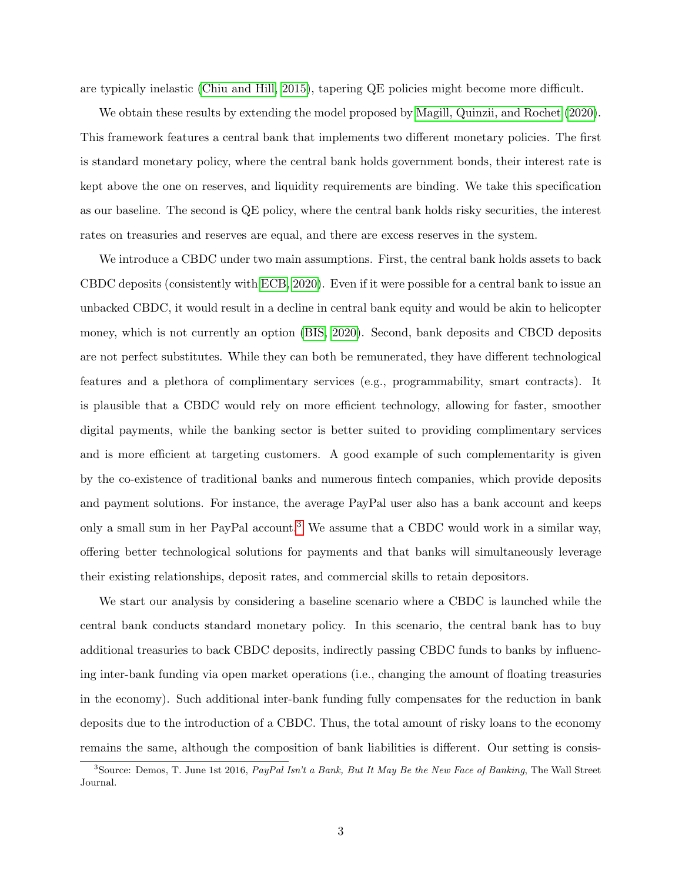are typically inelastic (Chiu and Hill, 2015), tapering QE policies might become more difficult.

We obtain these results by extending the model proposed by Magill, Quinzii, and Rochet (2020). This framework features a central bank that implements two different monetary policies. The first is standard monetary policy, where the central bank holds government bonds, their interest rate is kept above the one on reserves, and liquidity requirements are binding. We take this specification as our baseline. The second is QE policy, where the central bank holds risky securities, the interest rates on treasuries and reserves are equal, and there are excess reserves in the system.

We introduce a CBDC under two main assumptions. First, the central bank holds assets to back CBDC deposits (consistently with ECB, 2020). Even if it were possible for a central bank to issue an unbacked CBDC, it would result in a decline in central bank equity and would be akin to helicopter money, which is not currently an option (BIS, 2020). Second, bank deposits and CBCD deposits are not perfect substitutes. While they can both be remunerated, they have different technological features and a plethora of complimentary services (e.g., programmability, smart contracts). It is plausible that a CBDC would rely on more efficient technology, allowing for faster, smoother digital payments, while the banking sector is better suited to providing complimentary services and is more efficient at targeting customers. A good example of such complementarity is given by the co-existence of traditional banks and numerous fintech companies, which provide deposits and payment solutions. For instance, the average PayPal user also has a bank account and keeps only a small sum in her PayPal account.[3] We assume that a CBDC would work in a similar way, offering better technological solutions for payments and that banks will simultaneously leverage their existing relationships, deposit rates, and commercial skills to retain depositors.

We start our analysis by considering a baseline scenario where a CBDC is launched while the central bank conducts standard monetary policy. In this scenario, the central bank has to buy additional treasuries to back CBDC deposits, indirectly passing CBDC funds to banks by influencing inter-bank funding via open market operations (i.e., changing the amount of floating treasuries in the economy). Such additional inter-bank funding fully compensates for the reduction in bank deposits due to the introduction of a CBDC. Thus, the total amount of risky loans to the economy remains the same, although the composition of bank liabilities is different. Our setting is consis-

[3] Source: Demos, T. June 1st 2016, *PayPal Isn't a Bank, But It May Be the New Face of Banking*, The Wall Street Journal.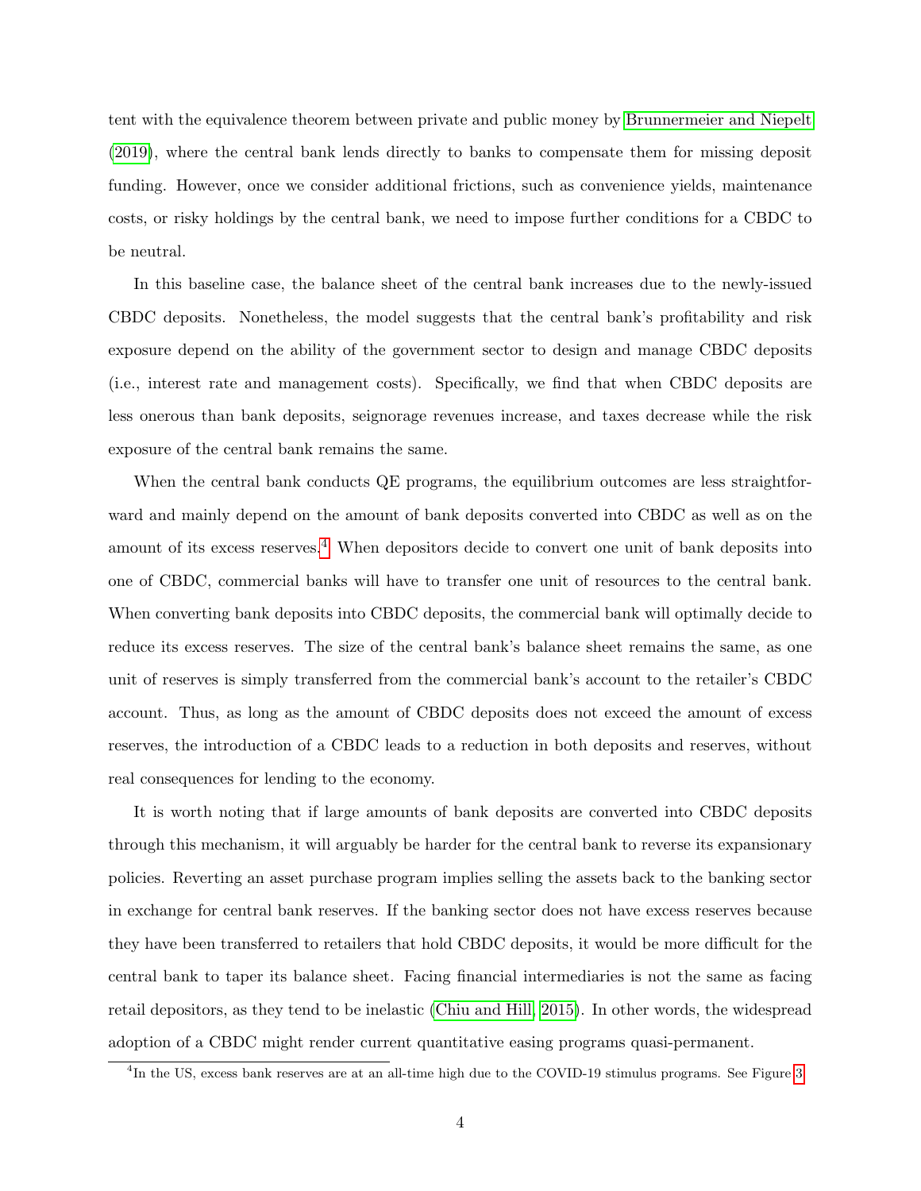tent with the equivalence theorem between private and public money by Brunnermeier and Niepelt (2019), where the central bank lends directly to banks to compensate them for missing deposit funding. However, once we consider additional frictions, such as convenience yields, maintenance costs, or risky holdings by the central bank, we need to impose further conditions for a CBDC to be neutral.

In this baseline case, the balance sheet of the central bank increases due to the newly-issued CBDC deposits. Nonetheless, the model suggests that the central bank's profitability and risk exposure depend on the ability of the government sector to design and manage CBDC deposits (i.e., interest rate and management costs). Specifically, we find that when CBDC deposits are less onerous than bank deposits, seignorage revenues increase, and taxes decrease while the risk exposure of the central bank remains the same.

When the central bank conducts QE programs, the equilibrium outcomes are less straightforward and mainly depend on the amount of bank deposits converted into CBDC as well as on the amount of its excess reserves.[4] When depositors decide to convert one unit of bank deposits into one of CBDC, commercial banks will have to transfer one unit of resources to the central bank. When converting bank deposits into CBDC deposits, the commercial bank will optimally decide to reduce its excess reserves. The size of the central bank's balance sheet remains the same, as one unit of reserves is simply transferred from the commercial bank's account to the retailer's CBDC account. Thus, as long as the amount of CBDC deposits does not exceed the amount of excess reserves, the introduction of a CBDC leads to a reduction in both deposits and reserves, without real consequences for lending to the economy.

It is worth noting that if large amounts of bank deposits are converted into CBDC deposits through this mechanism, it will arguably be harder for the central bank to reverse its expansionary policies. Reverting an asset purchase program implies selling the assets back to the banking sector in exchange for central bank reserves. If the banking sector does not have excess reserves because they have been transferred to retailers that hold CBDC deposits, it would be more difficult for the central bank to taper its balance sheet. Facing financial intermediaries is not the same as facing retail depositors, as they tend to be inelastic (Chiu and Hill, 2015). In other words, the widespread adoption of a CBDC might render current quantitative easing programs quasi-permanent.

[4] In the US, excess bank reserves are at an all-time high due to the COVID-19 stimulus programs. See Figure 3.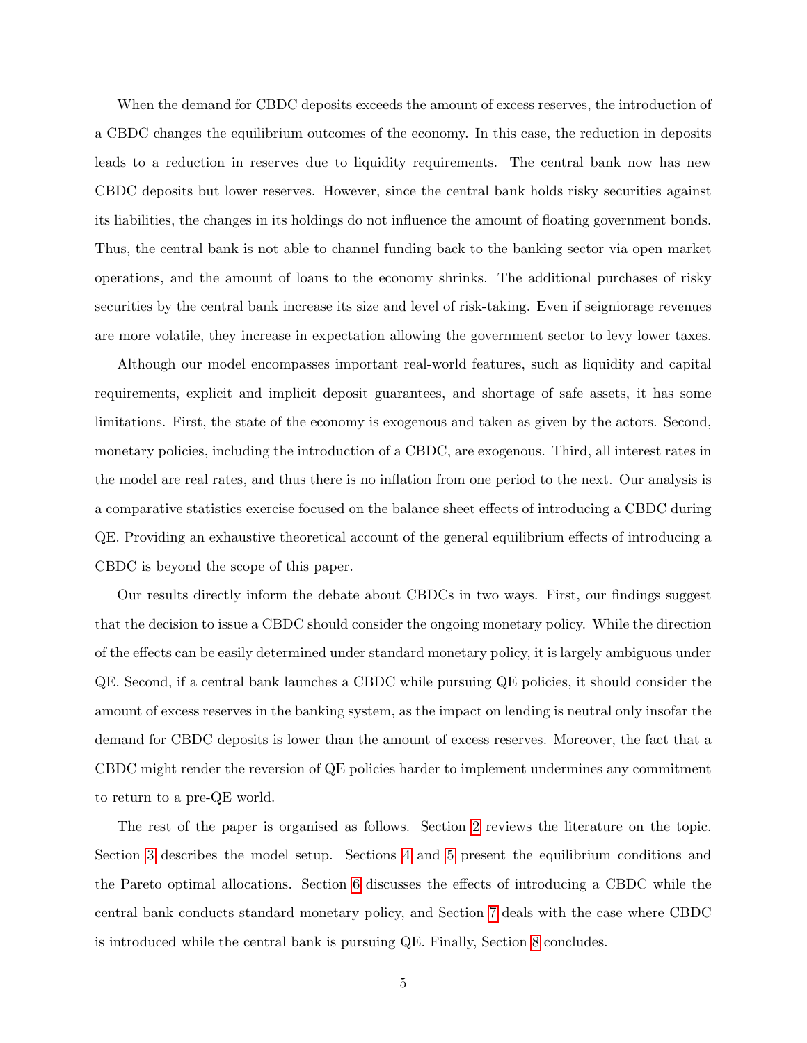When the demand for CBDC deposits exceeds the amount of excess reserves, the introduction of a CBDC changes the equilibrium outcomes of the economy. In this case, the reduction in deposits leads to a reduction in reserves due to liquidity requirements. The central bank now has new CBDC deposits but lower reserves. However, since the central bank holds risky securities against its liabilities, the changes in its holdings do not influence the amount of floating government bonds. Thus, the central bank is not able to channel funding back to the banking sector via open market operations, and the amount of loans to the economy shrinks. The additional purchases of risky securities by the central bank increase its size and level of risk-taking. Even if seigniorage revenues are more volatile, they increase in expectation allowing the government sector to levy lower taxes.

Although our model encompasses important real-world features, such as liquidity and capital requirements, explicit and implicit deposit guarantees, and shortage of safe assets, it has some limitations. First, the state of the economy is exogenous and taken as given by the actors. Second, monetary policies, including the introduction of a CBDC, are exogenous. Third, all interest rates in the model are real rates, and thus there is no inflation from one period to the next. Our analysis is a comparative statistics exercise focused on the balance sheet effects of introducing a CBDC during QE. Providing an exhaustive theoretical account of the general equilibrium effects of introducing a CBDC is beyond the scope of this paper.

Our results directly inform the debate about CBDCs in two ways. First, our findings suggest that the decision to issue a CBDC should consider the ongoing monetary policy. While the direction of the effects can be easily determined under standard monetary policy, it is largely ambiguous under QE. Second, if a central bank launches a CBDC while pursuing QE policies, it should consider the amount of excess reserves in the banking system, as the impact on lending is neutral only insofar the demand for CBDC deposits is lower than the amount of excess reserves. Moreover, the fact that a CBDC might render the reversion of QE policies harder to implement undermines any commitment to return to a pre-QE world.

The rest of the paper is organised as follows. Section 2 reviews the literature on the topic. Section 3 describes the model setup. Sections 4 and 5 present the equilibrium conditions and the Pareto optimal allocations. Section 6 discusses the effects of introducing a CBDC while the central bank conducts standard monetary policy, and Section 7 deals with the case where CBDC is introduced while the central bank is pursuing QE. Finally, Section 8 concludes.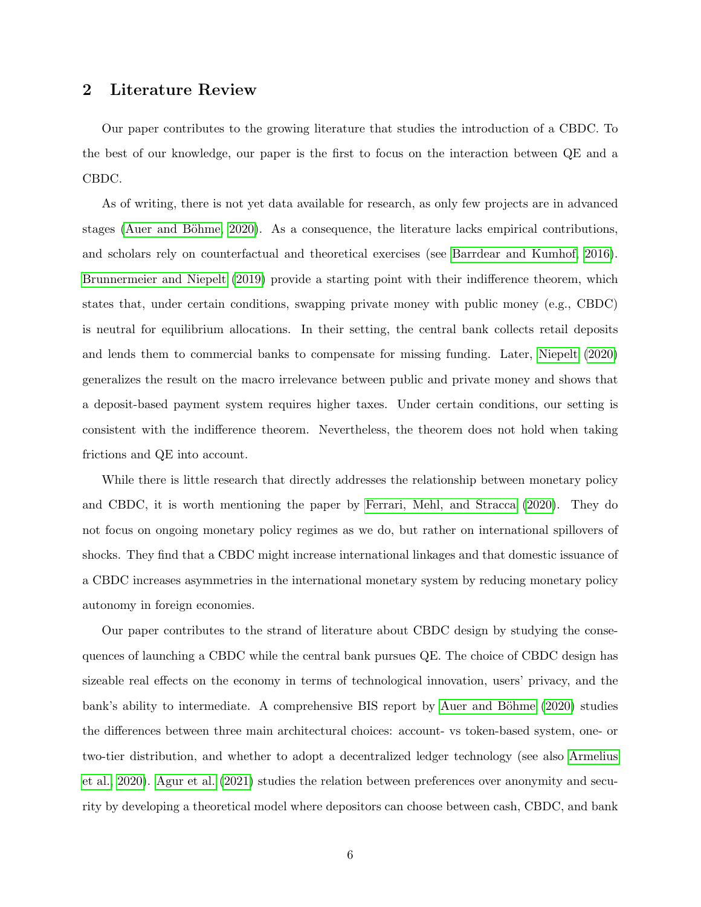## 2 Literature Review

Our paper contributes to the growing literature that studies the introduction of a CBDC. To the best of our knowledge, our paper is the first to focus on the interaction between QE and a CBDC.

As of writing, there is not yet data available for research, as only few projects are in advanced stages (Auer and Böhme, 2020). As a consequence, the literature lacks empirical contributions, and scholars rely on counterfactual and theoretical exercises (see Barrdear and Kumhof, 2016). Brunnermeier and Niepelt (2019) provide a starting point with their indifference theorem, which states that, under certain conditions, swapping private money with public money (e.g., CBDC) is neutral for equilibrium allocations. In their setting, the central bank collects retail deposits and lends them to commercial banks to compensate for missing funding. Later, Niepelt (2020) generalizes the result on the macro irrelevance between public and private money and shows that a deposit-based payment system requires higher taxes. Under certain conditions, our setting is consistent with the indifference theorem. Nevertheless, the theorem does not hold when taking frictions and QE into account.

While there is little research that directly addresses the relationship between monetary policy and CBDC, it is worth mentioning the paper by Ferrari, Mehl, and Stracca (2020). They do not focus on ongoing monetary policy regimes as we do, but rather on international spillovers of shocks. They find that a CBDC might increase international linkages and that domestic issuance of a CBDC increases asymmetries in the international monetary system by reducing monetary policy autonomy in foreign economies.

Our paper contributes to the strand of literature about CBDC design by studying the consequences of launching a CBDC while the central bank pursues QE. The choice of CBDC design has sizeable real effects on the economy in terms of technological innovation, users' privacy, and the bank's ability to intermediate. A comprehensive BIS report by Auer and Böhme (2020) studies the differences between three main architectural choices: account- vs token-based system, one- or two-tier distribution, and whether to adopt a decentralized ledger technology (see also Armelius et al., 2020). Agur et al. (2021) studies the relation between preferences over anonymity and security by developing a theoretical model where depositors can choose between cash, CBDC, and bank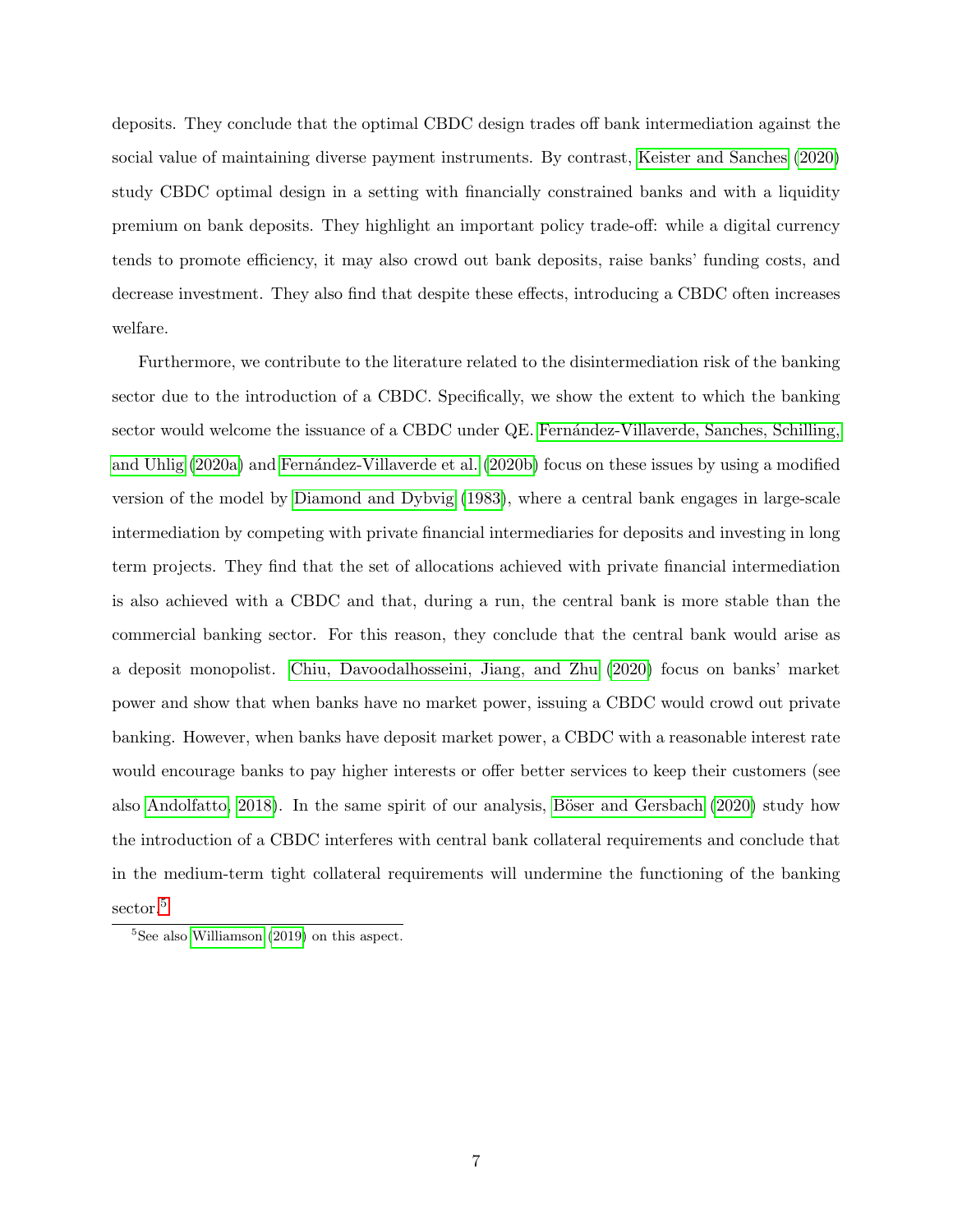deposits. They conclude that the optimal CBDC design trades off bank intermediation against the social value of maintaining diverse payment instruments. By contrast, Keister and Sanches (2020) study CBDC optimal design in a setting with financially constrained banks and with a liquidity premium on bank deposits. They highlight an important policy trade-off: while a digital currency tends to promote efficiency, it may also crowd out bank deposits, raise banks' funding costs, and decrease investment. They also find that despite these effects, introducing a CBDC often increases welfare.

Furthermore, we contribute to the literature related to the disintermediation risk of the banking sector due to the introduction of a CBDC. Specifically, we show the extent to which the banking sector would welcome the issuance of a CBDC under QE. Fernández-Villaverde, Sanches, Schilling, and Uhlig (2020a) and Fernández-Villaverde et al. (2020b) focus on these issues by using a modified version of the model by Diamond and Dybvig (1983), where a central bank engages in large-scale intermediation by competing with private financial intermediaries for deposits and investing in long term projects. They find that the set of allocations achieved with private financial intermediation is also achieved with a CBDC and that, during a run, the central bank is more stable than the commercial banking sector. For this reason, they conclude that the central bank would arise as a deposit monopolist. Chiu, Davoodalhosseini, Jiang, and Zhu (2020) focus on banks' market power and show that when banks have no market power, issuing a CBDC would crowd out private banking. However, when banks have deposit market power, a CBDC with a reasonable interest rate would encourage banks to pay higher interests or offer better services to keep their customers (see also Andolfatto, 2018). In the same spirit of our analysis, Böser and Gersbach (2020) study how the introduction of a CBDC interferes with central bank collateral requirements and conclude that in the medium-term tight collateral requirements will undermine the functioning of the banking sector.[5]

[5] See also Williamson (2019) on this aspect.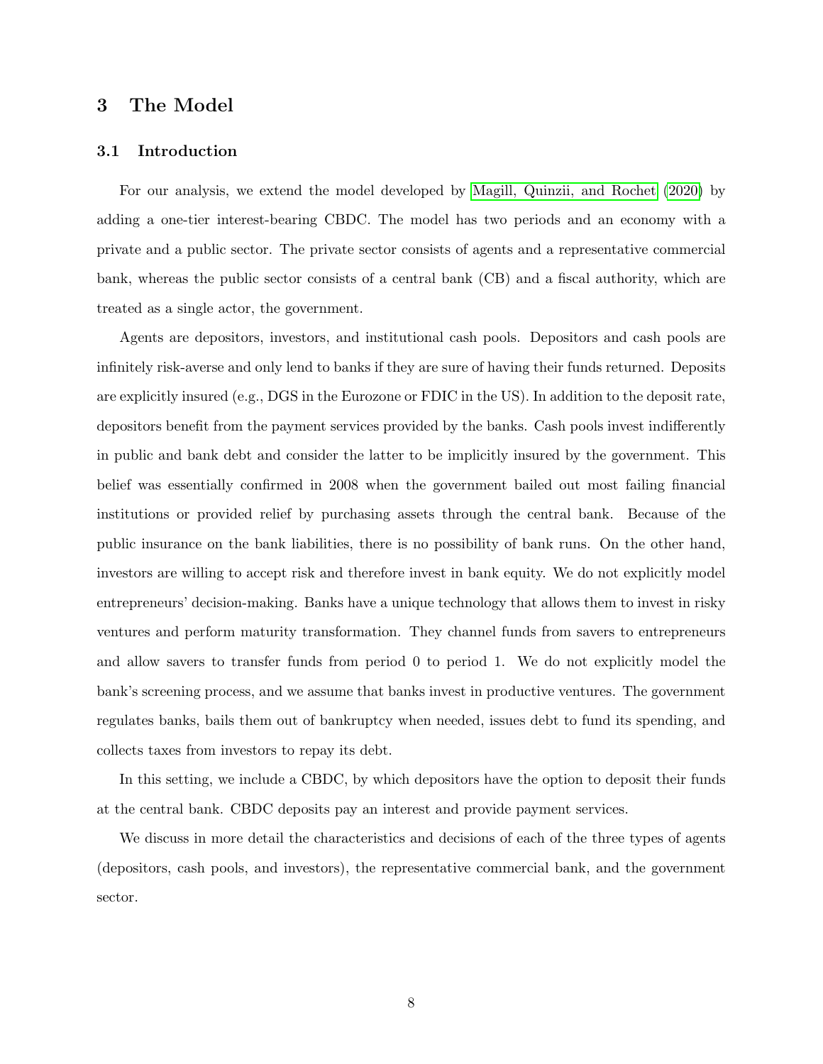## 3 The Model

### 3.1 Introduction

For our analysis, we extend the model developed by Magill, Quinzii, and Rochet (2020) by adding a one-tier interest-bearing CBDC. The model has two periods and an economy with a private and a public sector. The private sector consists of agents and a representative commercial bank, whereas the public sector consists of a central bank (CB) and a fiscal authority, which are treated as a single actor, the government.

Agents are depositors, investors, and institutional cash pools. Depositors and cash pools are infinitely risk-averse and only lend to banks if they are sure of having their funds returned. Deposits are explicitly insured (e.g., DGS in the Eurozone or FDIC in the US). In addition to the deposit rate, depositors benefit from the payment services provided by the banks. Cash pools invest indifferently in public and bank debt and consider the latter to be implicitly insured by the government. This belief was essentially confirmed in 2008 when the government bailed out most failing financial institutions or provided relief by purchasing assets through the central bank. Because of the public insurance on the bank liabilities, there is no possibility of bank runs. On the other hand, investors are willing to accept risk and therefore invest in bank equity. We do not explicitly model entrepreneurs' decision-making. Banks have a unique technology that allows them to invest in risky ventures and perform maturity transformation. They channel funds from savers to entrepreneurs and allow savers to transfer funds from period 0 to period 1. We do not explicitly model the bank's screening process, and we assume that banks invest in productive ventures. The government regulates banks, bails them out of bankruptcy when needed, issues debt to fund its spending, and collects taxes from investors to repay its debt.

In this setting, we include a CBDC, by which depositors have the option to deposit their funds at the central bank. CBDC deposits pay an interest and provide payment services.

We discuss in more detail the characteristics and decisions of each of the three types of agents (depositors, cash pools, and investors), the representative commercial bank, and the government sector.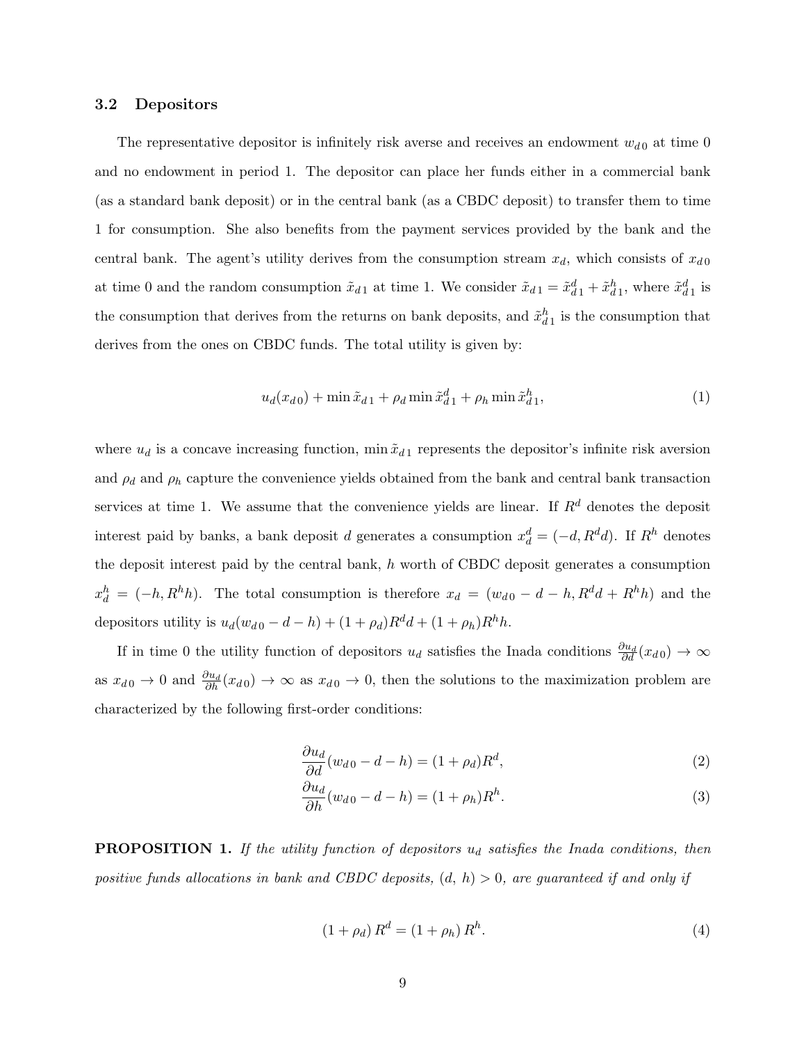### 3.2 Depositors

The representative depositor is infinitely risk averse and receives an endowment $w_{d0}$ at time 0 and no endowment in period 1. The depositor can place her funds either in a commercial bank (as a standard bank deposit) or in the central bank (as a CBDC deposit) to transfer them to time 1 for consumption. She also benefits from the payment services provided by the bank and the central bank. The agent's utility derives from the consumption stream $x_d$, which consists of $x_{d0}$ at time 0 and the random consumption $\tilde{x}_{d1}$ at time 1. We consider $\tilde{x}_{d1} = \tilde{x}^d_{d1} + \tilde{x}^h_{d1}$, where $\tilde{x}^d_{d1}$ is the consumption that derives from the returns on bank deposits, and $\tilde{x}^h_{d1}$ is the consumption that derives from the ones on CBDC funds. The total utility is given by:

$$u_d(x_{d0}) + \min \tilde{x}_{d1} + \rho_d \min \tilde{x}^d_{d1} + \rho_h \min \tilde{x}^h_{d1}, \tag{1}$$

where $u_d$ is a concave increasing function, $\min \tilde{x}_{d1}$ represents the depositor's infinite risk aversion and $\rho_d$ and $\rho_h$ capture the convenience yields obtained from the bank and central bank transaction services at time 1. We assume that the convenience yields are linear. If $R^d$ denotes the deposit interest paid by banks, a bank deposit $d$ generates a consumption $x^d_d = (-d, R^d d)$. If $R^h$ denotes the deposit interest paid by the central bank, $h$ worth of CBDC deposit generates a consumption $x^h_d = (-h, R^h h)$. The total consumption is therefore $x_d = (w_{d0} - d - h, R^d d + R^h h)$ and the depositors utility is $u_d(w_{d0} - d - h) + (1 + \rho_d)R^d d + (1 + \rho_h)R^h h$.

If in time 0 the utility function of depositors $u_d$ satisfies the Inada conditions $\frac{\partial u_d}{\partial d}(x_{d0}) \to \infty$ as $x_{d0} \to 0$ and $\frac{\partial u_d}{\partial h}(x_{d0}) \to \infty$ as $x_{d0} \to 0$, then the solutions to the maximization problem are characterized by the following first-order conditions:

$$\frac{\partial u_d}{\partial d}(w_{d0} - d - h) = (1 + \rho_d)R^d, \tag{2}$$

$$\frac{\partial u_d}{\partial h}(w_{d0} - d - h) = (1 + \rho_h)R^h. \tag{3}$$

**PROPOSITION 1.** *If the utility function of depositors $u_d$ satisfies the Inada conditions, then positive funds allocations in bank and CBDC deposits, $(d,\, h) > 0$, are guaranteed if and only if*

$$(1 + \rho_d)\, R^d = (1 + \rho_h)\, R^h. \tag{4}$$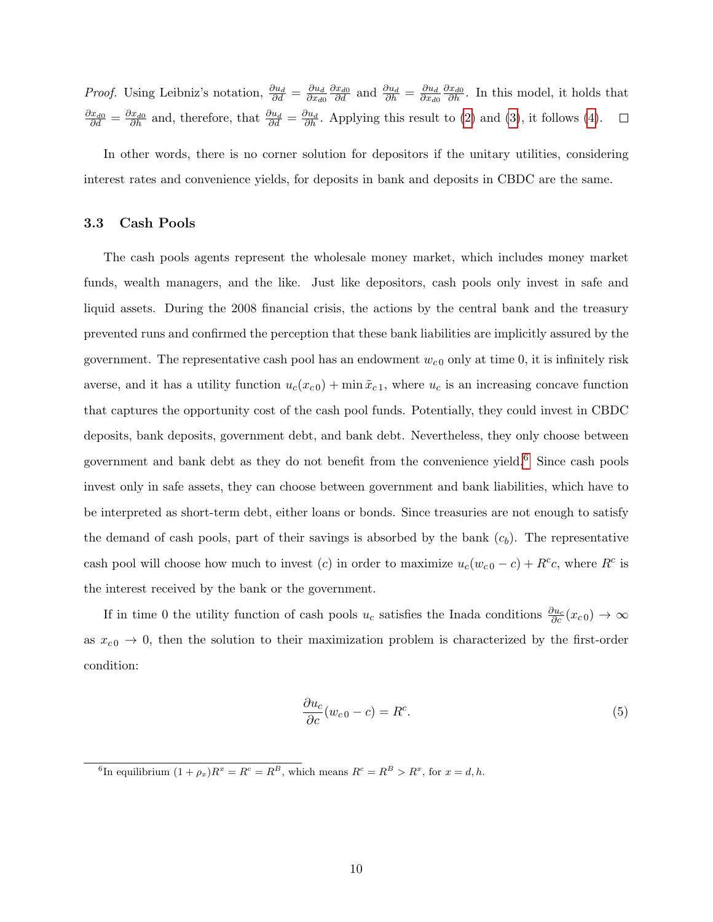*Proof.* Using Leibniz's notation, $\frac{\partial u_d}{\partial d} = \frac{\partial u_d}{\partial x_{d0}} \frac{\partial x_{d0}}{\partial d}$ and $\frac{\partial u_d}{\partial h} = \frac{\partial u_d}{\partial x_{d0}} \frac{\partial x_{d0}}{\partial h}$. In this model, it holds that $\frac{\partial x_{d0}}{\partial d} = \frac{\partial x_{d0}}{\partial h}$ and, therefore, that $\frac{\partial u_d}{\partial d} = \frac{\partial u_d}{\partial h}$. Applying this result to (2) and (3), it follows (4). □

In other words, there is no corner solution for depositors if the unitary utilities, considering interest rates and convenience yields, for deposits in bank and deposits in CBDC are the same.

### 3.3 Cash Pools

The cash pools agents represent the wholesale money market, which includes money market funds, wealth managers, and the like. Just like depositors, cash pools only invest in safe and liquid assets. During the 2008 financial crisis, the actions by the central bank and the treasury prevented runs and confirmed the perception that these bank liabilities are implicitly assured by the government. The representative cash pool has an endowment $w_{c0}$ only at time 0, it is infinitely risk averse, and it has a utility function $u_c(x_{c0}) + \min \tilde{x}_{c1}$, where $u_c$ is an increasing concave function that captures the opportunity cost of the cash pool funds. Potentially, they could invest in CBDC deposits, bank deposits, government debt, and bank debt. Nevertheless, they only choose between government and bank debt as they do not benefit from the convenience yield.[6] Since cash pools invest only in safe assets, they can choose between government and bank liabilities, which have to be interpreted as short-term debt, either loans or bonds. Since treasuries are not enough to satisfy the demand of cash pools, part of their savings is absorbed by the bank ($c_b$). The representative cash pool will choose how much to invest ($c$) in order to maximize $u_c(w_{c0} - c) + R^c c$, where $R^c$ is the interest received by the bank or the government.

If in time 0 the utility function of cash pools $u_c$ satisfies the Inada conditions $\frac{\partial u_c}{\partial c}(x_{c0}) \to \infty$ as $x_{c0} \to 0$, then the solution to their maximization problem is characterized by the first-order condition:

$$\frac{\partial u_c}{\partial c}(w_{c0} - c) = R^c. \tag{5}$$

[6] In equilibrium $(1 + \rho_x)R^x = R^c = R^B$, which means $R^c = R^B > R^x$, for $x = d, h$.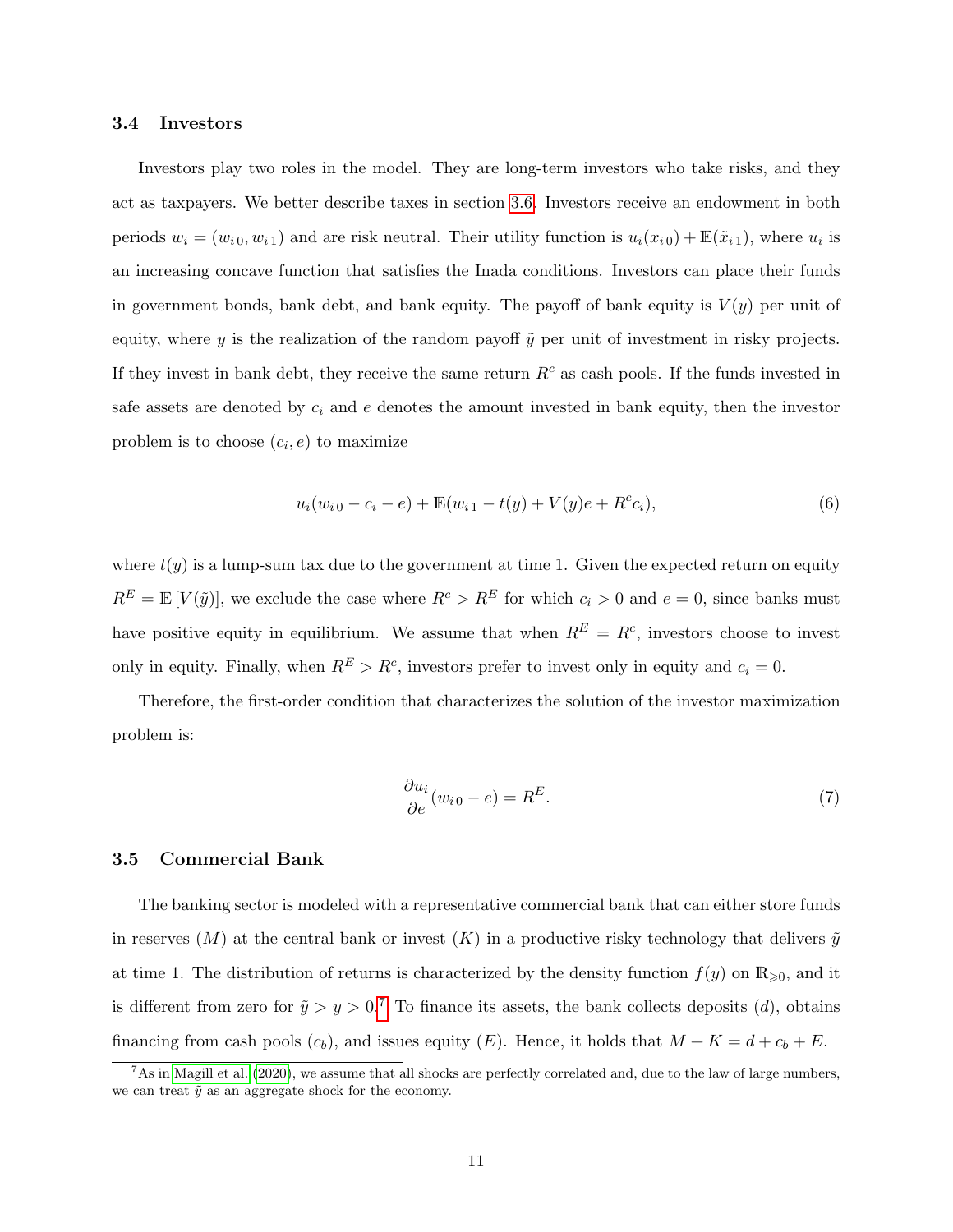### 3.4 Investors

Investors play two roles in the model. They are long-term investors who take risks, and they act as taxpayers. We better describe taxes in section 3.6. Investors receive an endowment in both periods $w_i = (w_{i\,0}, w_{i\,1})$ and are risk neutral. Their utility function is $u_i(x_{i\,0}) + \mathbb{E}(\tilde{x}_{i\,1})$, where $u_i$ is an increasing concave function that satisfies the Inada conditions. Investors can place their funds in government bonds, bank debt, and bank equity. The payoff of bank equity is $V(y)$ per unit of equity, where $y$ is the realization of the random payoff $\tilde{y}$ per unit of investment in risky projects. If they invest in bank debt, they receive the same return $R^c$ as cash pools. If the funds invested in safe assets are denoted by $c_i$ and $e$ denotes the amount invested in bank equity, then the investor problem is to choose $(c_i, e)$ to maximize

$$u_i(w_{i\,0} - c_i - e) + \mathbb{E}(w_{i\,1} - t(y) + V(y)e + R^c c_i), \tag{6}$$

where $t(y)$ is a lump-sum tax due to the government at time 1. Given the expected return on equity $R^E = \mathbb{E}\left[V(\tilde{y})\right]$, we exclude the case where $R^c > R^E$ for which $c_i > 0$ and $e = 0$, since banks must have positive equity in equilibrium. We assume that when $R^E = R^c$, investors choose to invest only in equity. Finally, when $R^E > R^c$, investors prefer to invest only in equity and $c_i = 0$.

Therefore, the first-order condition that characterizes the solution of the investor maximization problem is:

$$\frac{\partial u_i}{\partial e}(w_{i\,0} - e) = R^E. \tag{7}$$

### 3.5 Commercial Bank

The banking sector is modeled with a representative commercial bank that can either store funds in reserves ($M$) at the central bank or invest ($K$) in a productive risky technology that delivers $\tilde{y}$ at time 1. The distribution of returns is characterized by the density function $f(y)$ on $\mathbb{R}_{\geqslant 0}$, and it is different from zero for $\tilde{y} > \underline{y} > 0$.[7] To finance its assets, the bank collects deposits ($d$), obtains financing from cash pools ($c_b$), and issues equity ($E$). Hence, it holds that $M + K = d + c_b + E$.

[7] As in Magill et al. (2020), we assume that all shocks are perfectly correlated and, due to the law of large numbers, we can treat $\tilde{y}$ as an aggregate shock for the economy.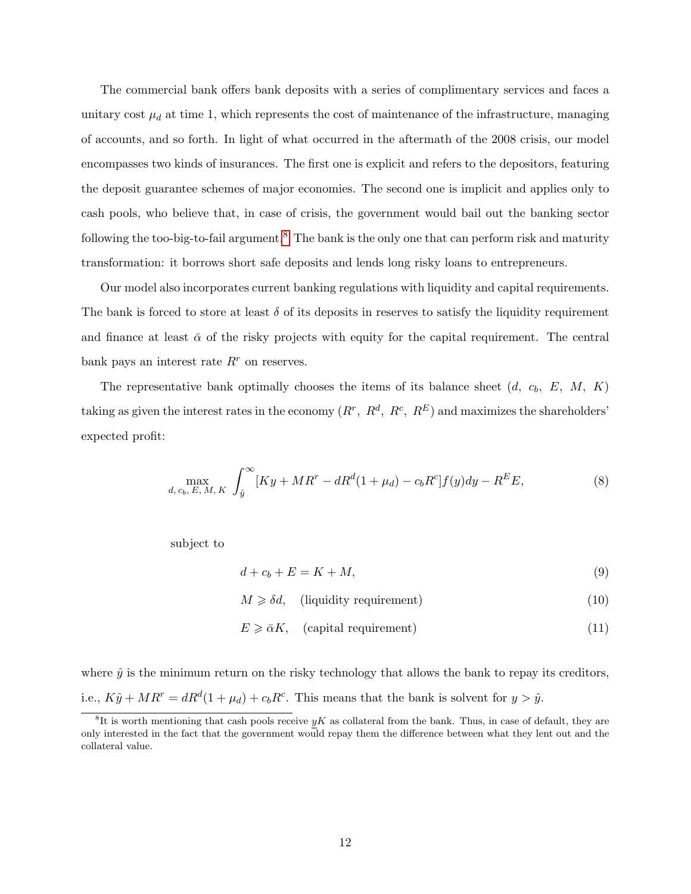The commercial bank offers bank deposits with a series of complimentary services and faces a unitary cost $\mu_d$ at time 1, which represents the cost of maintenance of the infrastructure, managing of accounts, and so forth. In light of what occurred in the aftermath of the 2008 crisis, our model encompasses two kinds of insurances. The first one is explicit and refers to the depositors, featuring the deposit guarantee schemes of major economies. The second one is implicit and applies only to cash pools, who believe that, in case of crisis, the government would bail out the banking sector following the too-big-to-fail argument.[8] The bank is the only one that can perform risk and maturity transformation: it borrows short safe deposits and lends long risky loans to entrepreneurs.

Our model also incorporates current banking regulations with liquidity and capital requirements. The bank is forced to store at least $\delta$ of its deposits in reserves to satisfy the liquidity requirement and finance at least $\bar{\alpha}$ of the risky projects with equity for the capital requirement. The central bank pays an interest rate $R^r$ on reserves.

The representative bank optimally chooses the items of its balance sheet ($d$, $c_b$, $E$, $M$, $K$) taking as given the interest rates in the economy ($R^r$, $R^d$, $R^c$, $R^E$) and maximizes the shareholders' expected profit:

$$\max_{d,\, c_b,\, E,\, M,\, K} \int_{\hat{y}}^{\infty} [Ky + MR^r - dR^d(1+\mu_d) - c_bR^c] f(y)dy - R^E E, \tag{8}$$

subject to

$$d + c_b + E = K + M, \tag{9}$$

$$M \geqslant \delta d, \quad \text{(liquidity requirement)} \tag{10}$$

$$E \geqslant \bar{\alpha} K, \quad \text{(capital requirement)} \tag{11}$$

where $\hat{y}$ is the minimum return on the risky technology that allows the bank to repay its creditors, i.e., $K\hat{y} + MR^r = dR^d(1+\mu_d) + c_bR^c$. This means that the bank is solvent for $y > \hat{y}$.

[8] It is worth mentioning that cash pools receive $yK$ as collateral from the bank. Thus, in case of default, they are only interested in the fact that the government would repay them the difference between what they lent out and the collateral value.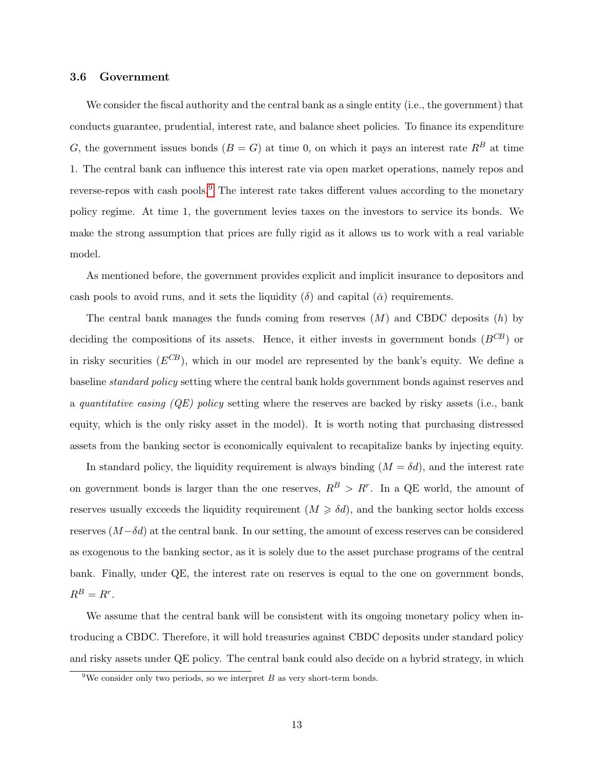### 3.6 Government

We consider the fiscal authority and the central bank as a single entity (i.e., the government) that conducts guarantee, prudential, interest rate, and balance sheet policies. To finance its expenditure $G$, the government issues bonds ($B = G$) at time 0, on which it pays an interest rate $R^B$ at time 1. The central bank can influence this interest rate via open market operations, namely repos and reverse-repos with cash pools.[9] The interest rate takes different values according to the monetary policy regime. At time 1, the government levies taxes on the investors to service its bonds. We make the strong assumption that prices are fully rigid as it allows us to work with a real variable model.

As mentioned before, the government provides explicit and implicit insurance to depositors and cash pools to avoid runs, and it sets the liquidity ($\delta$) and capital ($\bar{\alpha}$) requirements.

The central bank manages the funds coming from reserves ($M$) and CBDC deposits ($h$) by deciding the compositions of its assets. Hence, it either invests in government bonds ($B^{CB}$) or in risky securities ($E^{CB}$), which in our model are represented by the bank's equity. We define a baseline *standard policy* setting where the central bank holds government bonds against reserves and a *quantitative easing (QE) policy* setting where the reserves are backed by risky assets (i.e., bank equity, which is the only risky asset in the model). It is worth noting that purchasing distressed assets from the banking sector is economically equivalent to recapitalize banks by injecting equity.

In standard policy, the liquidity requirement is always binding ($M = \delta d$), and the interest rate on government bonds is larger than the one reserves, $R^B > R^r$. In a QE world, the amount of reserves usually exceeds the liquidity requirement ($M \geqslant \delta d$), and the banking sector holds excess reserves ($M - \delta d$) at the central bank. In our setting, the amount of excess reserves can be considered as exogenous to the banking sector, as it is solely due to the asset purchase programs of the central bank. Finally, under QE, the interest rate on reserves is equal to the one on government bonds, $R^B = R^r$.

We assume that the central bank will be consistent with its ongoing monetary policy when introducing a CBDC. Therefore, it will hold treasuries against CBDC deposits under standard policy and risky assets under QE policy. The central bank could also decide on a hybrid strategy, in which

[9] We consider only two periods, so we interpret $B$ as very short-term bonds.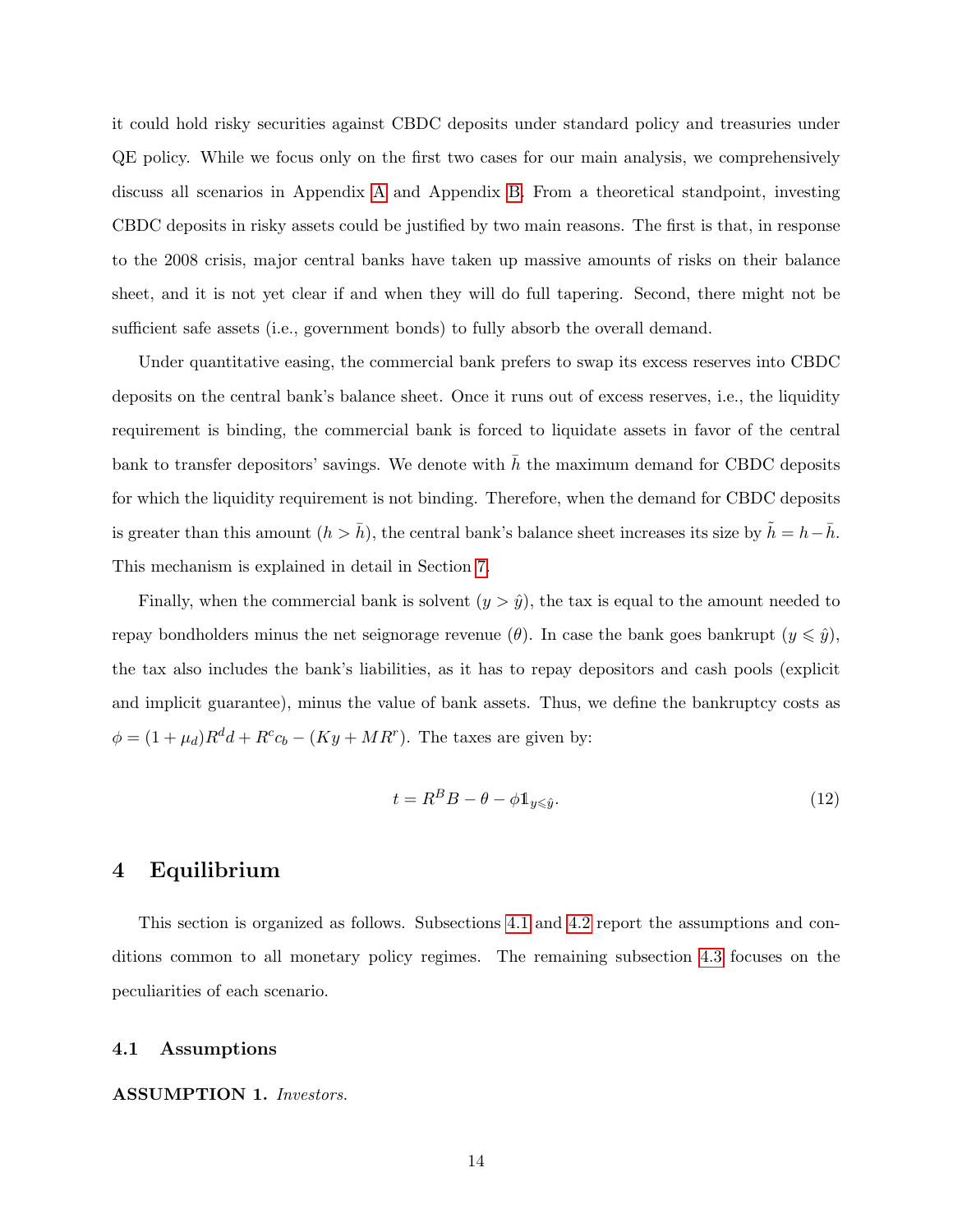it could hold risky securities against CBDC deposits under standard policy and treasuries under QE policy. While we focus only on the first two cases for our main analysis, we comprehensively discuss all scenarios in Appendix A and Appendix B. From a theoretical standpoint, investing CBDC deposits in risky assets could be justified by two main reasons. The first is that, in response to the 2008 crisis, major central banks have taken up massive amounts of risks on their balance sheet, and it is not yet clear if and when they will do full tapering. Second, there might not be sufficient safe assets (i.e., government bonds) to fully absorb the overall demand.

Under quantitative easing, the commercial bank prefers to swap its excess reserves into CBDC deposits on the central bank's balance sheet. Once it runs out of excess reserves, i.e., the liquidity requirement is binding, the commercial bank is forced to liquidate assets in favor of the central bank to transfer depositors' savings. We denote with $\bar{h}$ the maximum demand for CBDC deposits for which the liquidity requirement is not binding. Therefore, when the demand for CBDC deposits is greater than this amount ($h > \bar{h}$), the central bank's balance sheet increases its size by $\tilde{h} = h - \bar{h}$. This mechanism is explained in detail in Section 7.

Finally, when the commercial bank is solvent ($y > \hat{y}$), the tax is equal to the amount needed to repay bondholders minus the net seignorage revenue ($\theta$). In case the bank goes bankrupt ($y \leqslant \hat{y}$), the tax also includes the bank's liabilities, as it has to repay depositors and cash pools (explicit and implicit guarantee), minus the value of bank assets. Thus, we define the bankruptcy costs as $\phi = (1 + \mu_d)R^d d + R^c c_b - (Ky + MR^r)$. The taxes are given by:

$$t = R^B B - \theta - \phi \mathbb{1}_{y \leqslant \hat{y}}. \tag{12}$$

## 4 Equilibrium

This section is organized as follows. Subsections 4.1 and 4.2 report the assumptions and conditions common to all monetary policy regimes. The remaining subsection 4.3 focuses on the peculiarities of each scenario.

### 4.1 Assumptions

**ASSUMPTION 1.** *Investors.*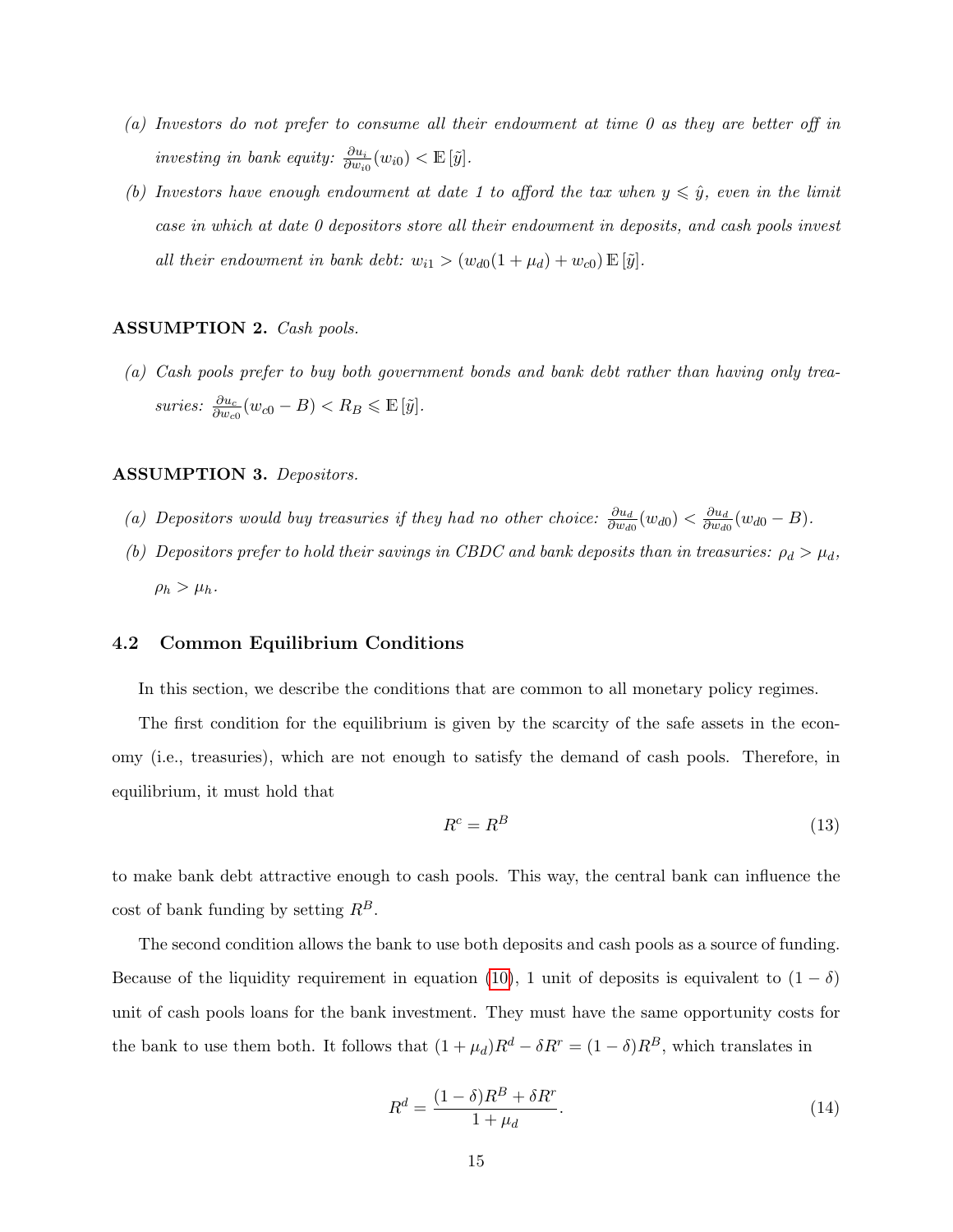*(a) Investors do not prefer to consume all their endowment at time 0 as they are better off in investing in bank equity:* $\frac{\partial u_i}{\partial w_{i0}}(w_{i0}) < \mathbb{E}[\tilde{y}]$.

*(b) Investors have enough endowment at date 1 to afford the tax when* $y \leqslant \hat{y}$*, even in the limit case in which at date 0 depositors store all their endowment in deposits, and cash pools invest all their endowment in bank debt:* $w_{i1} > (w_{d0}(1 + \mu_d) + w_{c0})\,\mathbb{E}[\tilde{y}]$.

**ASSUMPTION 2.** *Cash pools.*

*(a) Cash pools prefer to buy both government bonds and bank debt rather than having only treasuries:* $\frac{\partial u_c}{\partial w_{c0}}(w_{c0} - B) < R_B \leqslant \mathbb{E}[\tilde{y}]$.

**ASSUMPTION 3.** *Depositors.*

*(a) Depositors would buy treasuries if they had no other choice:* $\frac{\partial u_d}{\partial w_{d0}}(w_{d0}) < \frac{\partial u_d}{\partial w_{d0}}(w_{d0} - B)$.

*(b) Depositors prefer to hold their savings in CBDC and bank deposits than in treasuries:* $\rho_d > \mu_d$, $\rho_h > \mu_h$.

## 4.2 Common Equilibrium Conditions

In this section, we describe the conditions that are common to all monetary policy regimes.

The first condition for the equilibrium is given by the scarcity of the safe assets in the economy (i.e., treasuries), which are not enough to satisfy the demand of cash pools. Therefore, in equilibrium, it must hold that

$$R^c = R^B \tag{13}$$

to make bank debt attractive enough to cash pools. This way, the central bank can influence the cost of bank funding by setting $R^B$.

The second condition allows the bank to use both deposits and cash pools as a source of funding. Because of the liquidity requirement in equation (10), 1 unit of deposits is equivalent to $(1 - \delta)$ unit of cash pools loans for the bank investment. They must have the same opportunity costs for the bank to use them both. It follows that $(1 + \mu_d)R^d - \delta R^r = (1 - \delta)R^B$, which translates in

$$R^d = \frac{(1 - \delta)R^B + \delta R^r}{1 + \mu_d}. \tag{14}$$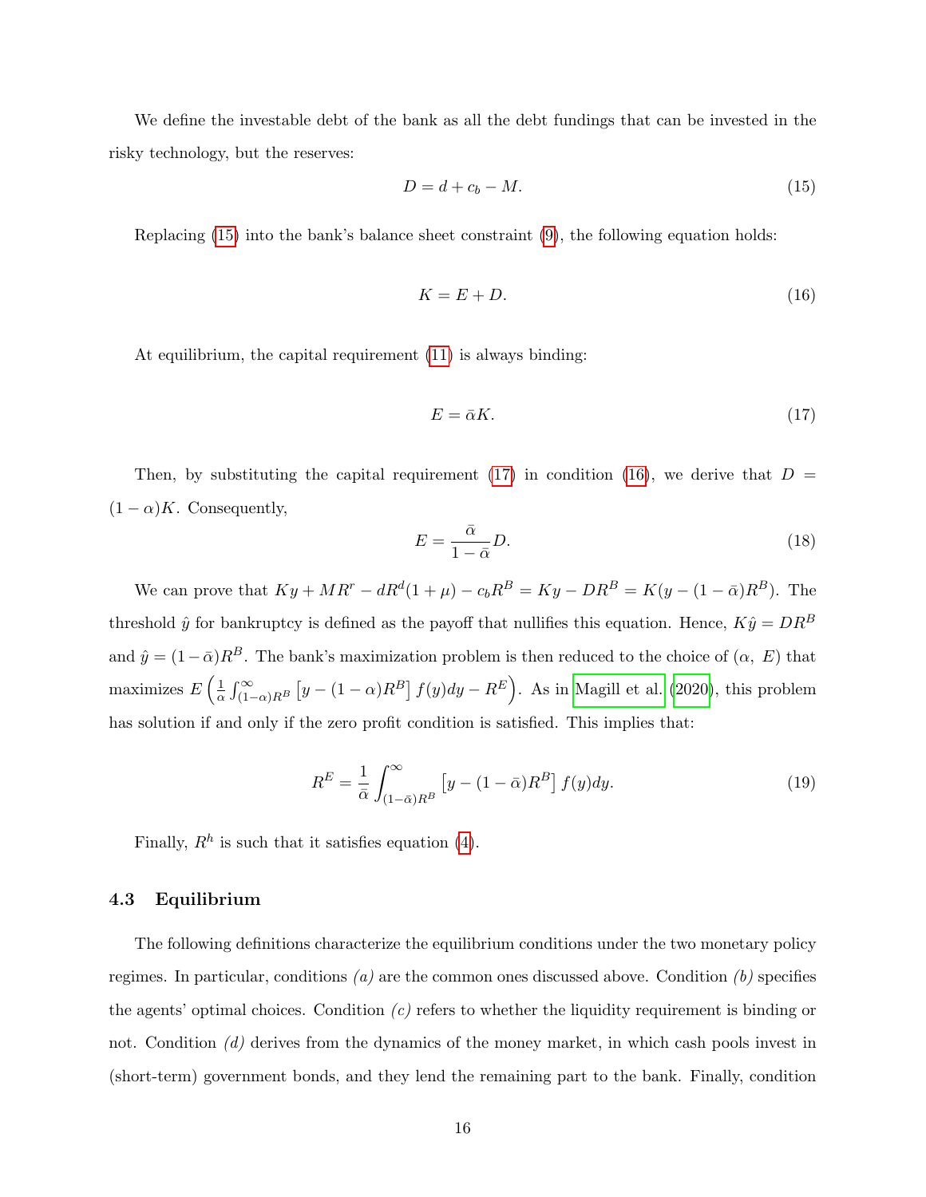We define the investable debt of the bank as all the debt fundings that can be invested in the risky technology, but the reserves:

$$D = d + c_b - M. \tag{15}$$

Replacing (15) into the bank's balance sheet constraint (9), the following equation holds:

$$K = E + D. \tag{16}$$

At equilibrium, the capital requirement (11) is always binding:

$$E = \bar{\alpha} K. \tag{17}$$

Then, by substituting the capital requirement (17) in condition (16), we derive that $D = (1 - \alpha)K$. Consequently,

$$E = \frac{\bar{\alpha}}{1 - \bar{\alpha}} D. \tag{18}$$

We can prove that $Ky + MR^r - dR^d(1 + \mu) - c_b R^B = Ky - DR^B = K(y - (1 - \bar{\alpha})R^B)$. The threshold $\hat{y}$ for bankruptcy is defined as the payoff that nullifies this equation. Hence, $K\hat{y} = DR^B$ and $\hat{y} = (1 - \bar{\alpha})R^B$. The bank's maximization problem is then reduced to the choice of $(\alpha,\ E)$ that maximizes $E\left(\frac{1}{\alpha}\int_{(1-\alpha)R^B}^{\infty}\left[y - (1-\alpha)R^B\right]f(y)dy - R^E\right)$. As in Magill et al. (2020), this problem has solution if and only if the zero profit condition is satisfied. This implies that:

$$R^E = \frac{1}{\bar{\alpha}} \int_{(1-\bar{\alpha})R^B}^{\infty} \left[y - (1 - \bar{\alpha})R^B\right] f(y)dy. \tag{19}$$

Finally, $R^h$ is such that it satisfies equation (4).

### 4.3 Equilibrium

The following definitions characterize the equilibrium conditions under the two monetary policy regimes. In particular, conditions *(a)* are the common ones discussed above. Condition *(b)* specifies the agents' optimal choices. Condition *(c)* refers to whether the liquidity requirement is binding or not. Condition *(d)* derives from the dynamics of the money market, in which cash pools invest in (short-term) government bonds, and they lend the remaining part to the bank. Finally, condition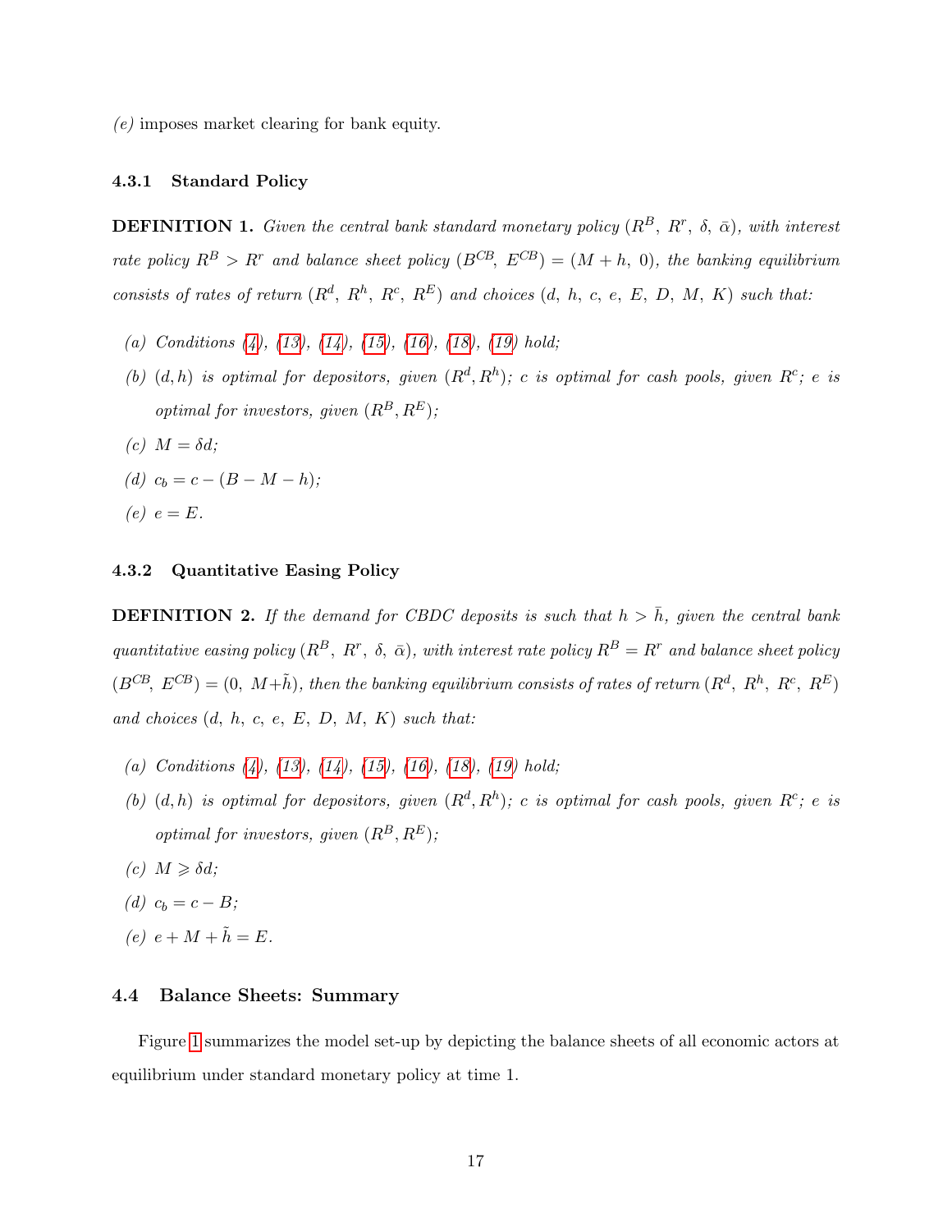*(e)* imposes market clearing for bank equity.

### 4.3.1 Standard Policy

**DEFINITION 1.** *Given the central bank standard monetary policy $(R^B,\ R^r,\ \delta,\ \bar{\alpha})$, with interest rate policy $R^B > R^r$ and balance sheet policy $(B^{CB},\ E^{CB}) = (M + h,\ 0)$, the banking equilibrium consists of rates of return $(R^d,\ R^h,\ R^c,\ R^E)$ and choices $(d,\ h,\ c,\ e,\ E,\ D,\ M,\ K)$ such that:*

- *(a) Conditions (4), (13), (14), (15), (16), (18), (19) hold;*
- *(b) $(d, h)$ is optimal for depositors, given $(R^d, R^h)$; $c$ is optimal for cash pools, given $R^c$; $e$ is optimal for investors, given $(R^B, R^E)$;*
- *(c) $M = \delta d$;*
- *(d) $c_b = c - (B - M - h)$;*
- *(e) $e = E$.*

### 4.3.2 Quantitative Easing Policy

**DEFINITION 2.** *If the demand for CBDC deposits is such that $h > \bar{h}$, given the central bank quantitative easing policy $(R^B,\ R^r,\ \delta,\ \bar{\alpha})$, with interest rate policy $R^B = R^r$ and balance sheet policy $(B^{CB},\ E^{CB}) = (0,\ M+\tilde{h})$, then the banking equilibrium consists of rates of return $(R^d,\ R^h,\ R^c,\ R^E)$ and choices $(d,\ h,\ c,\ e,\ E,\ D,\ M,\ K)$ such that:*

- *(a) Conditions (4), (13), (14), (15), (16), (18), (19) hold;*
- *(b) $(d, h)$ is optimal for depositors, given $(R^d, R^h)$; $c$ is optimal for cash pools, given $R^c$; $e$ is optimal for investors, given $(R^B, R^E)$;*
- *(c) $M \geqslant \delta d$;*
- *(d) $c_b = c - B$;*
- *(e) $e + M + \tilde{h} = E$.*

## 4.4 Balance Sheets: Summary

Figure 1 summarizes the model set-up by depicting the balance sheets of all economic actors at equilibrium under standard monetary policy at time 1.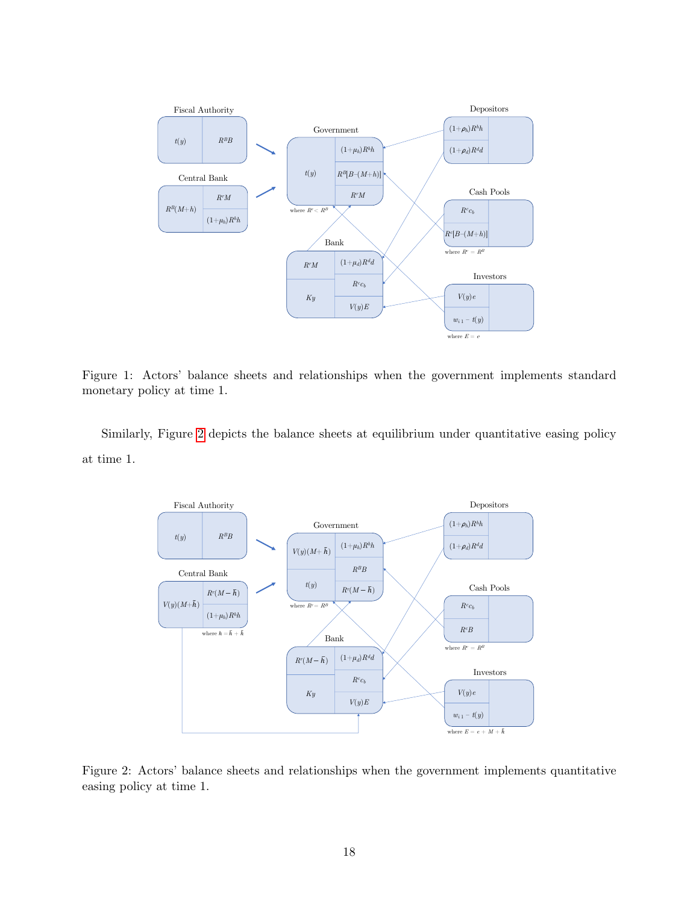Figure 1: Actors' balance sheets and relationships when the government implements standard monetary policy at time 1.

Similarly, Figure 2 depicts the balance sheets at equilibrium under quantitative easing policy at time 1.

Figure 2: Actors' balance sheets and relationships when the government implements quantitative easing policy at time 1.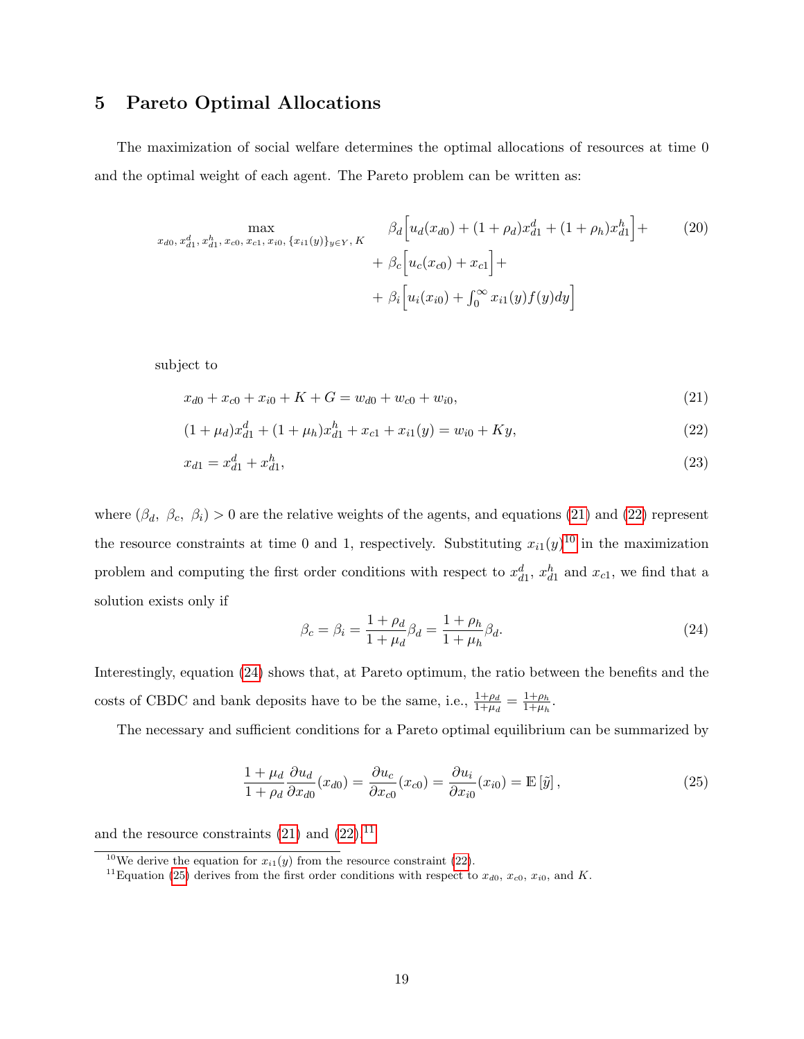## 5 Pareto Optimal Allocations

The maximization of social welfare determines the optimal allocations of resources at time 0 and the optimal weight of each agent. The Pareto problem can be written as:

$$
\begin{aligned}
\max_{x_{d0},\, x_{d1}^d,\, x_{d1}^h,\, x_{c0},\, x_{c1},\, x_{i0},\, \{x_{i1}(y)\}_{y\in Y},\, K} \quad & \beta_d\Big[u_d(x_{d0}) + (1+\rho_d)x_{d1}^d + (1+\rho_h)x_{d1}^h\Big] + \\
& + \beta_c\Big[u_c(x_{c0}) + x_{c1}\Big] + \\
& + \beta_i\Big[u_i(x_{i0}) + \textstyle\int_0^\infty x_{i1}(y)f(y)dy\Big]
\end{aligned}
\tag{20}
$$

subject to

$$
x_{d0} + x_{c0} + x_{i0} + K + G = w_{d0} + w_{c0} + w_{i0}, \tag{21}
$$

$$
(1+\mu_d)x_{d1}^d + (1+\mu_h)x_{d1}^h + x_{c1} + x_{i1}(y) = w_{i0} + Ky, \tag{22}
$$

$$
x_{d1} = x_{d1}^d + x_{d1}^h, \tag{23}
$$

where $(\beta_d,\ \beta_c,\ \beta_i) > 0$ are the relative weights of the agents, and equations (21) and (22) represent the resource constraints at time 0 and 1, respectively. Substituting $x_{i1}(y)$[10] in the maximization problem and computing the first order conditions with respect to $x_{d1}^d$, $x_{d1}^h$ and $x_{c1}$, we find that a solution exists only if

$$
\beta_c = \beta_i = \frac{1+\rho_d}{1+\mu_d}\beta_d = \frac{1+\rho_h}{1+\mu_h}\beta_d. \tag{24}
$$

Interestingly, equation (24) shows that, at Pareto optimum, the ratio between the benefits and the costs of CBDC and bank deposits have to be the same, i.e., $\frac{1+\rho_d}{1+\mu_d} = \frac{1+\rho_h}{1+\mu_h}$.

The necessary and sufficient conditions for a Pareto optimal equilibrium can be summarized by

$$
\frac{1+\mu_d}{1+\rho_d}\frac{\partial u_d}{\partial x_{d0}}(x_{d0}) = \frac{\partial u_c}{\partial x_{c0}}(x_{c0}) = \frac{\partial u_i}{\partial x_{i0}}(x_{i0}) = \mathbb{E}\left[\tilde{y}\right], \tag{25}
$$

and the resource constraints (21) and (22).[11]

[10] We derive the equation for $x_{i1}(y)$ from the resource constraint (22).

[11] Equation (25) derives from the first order conditions with respect to $x_{d0}$, $x_{c0}$, $x_{i0}$, and $K$.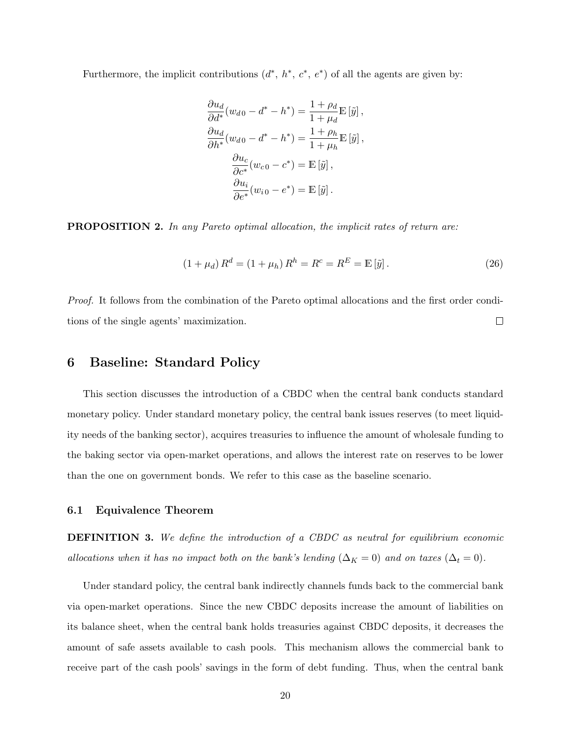Furthermore, the implicit contributions ($d^*$, $h^*$, $c^*$, $e^*$) of all the agents are given by:

$$
\begin{aligned}
\frac{\partial u_d}{\partial d^*}(w_{d\,0} - d^* - h^*) &= \frac{1+\rho_d}{1+\mu_d}\mathbb{E}\left[\tilde{y}\right], \\
\frac{\partial u_d}{\partial h^*}(w_{d\,0} - d^* - h^*) &= \frac{1+\rho_h}{1+\mu_h}\mathbb{E}\left[\tilde{y}\right], \\
\frac{\partial u_c}{\partial c^*}(w_{c\,0} - c^*) &= \mathbb{E}\left[\tilde{y}\right], \\
\frac{\partial u_i}{\partial e^*}(w_{i\,0} - e^*) &= \mathbb{E}\left[\tilde{y}\right].
\end{aligned}
$$

**PROPOSITION 2.** *In any Pareto optimal allocation, the implicit rates of return are:*

$$
(1+\mu_d)\,R^d = (1+\mu_h)\,R^h = R^c = R^E = \mathbb{E}\left[\tilde{y}\right]. \tag{26}
$$

*Proof.* It follows from the combination of the Pareto optimal allocations and the first order conditions of the single agents' maximization. □

# 6 Baseline: Standard Policy

This section discusses the introduction of a CBDC when the central bank conducts standard monetary policy. Under standard monetary policy, the central bank issues reserves (to meet liquidity needs of the banking sector), acquires treasuries to influence the amount of wholesale funding to the baking sector via open-market operations, and allows the interest rate on reserves to be lower than the one on government bonds. We refer to this case as the baseline scenario.

## 6.1 Equivalence Theorem

**DEFINITION 3.** *We define the introduction of a CBDC as neutral for equilibrium economic allocations when it has no impact both on the bank's lending ($\Delta_K = 0$) and on taxes ($\Delta_t = 0$).*

Under standard policy, the central bank indirectly channels funds back to the commercial bank via open-market operations. Since the new CBDC deposits increase the amount of liabilities on its balance sheet, when the central bank holds treasuries against CBDC deposits, it decreases the amount of safe assets available to cash pools. This mechanism allows the commercial bank to receive part of the cash pools' savings in the form of debt funding. Thus, when the central bank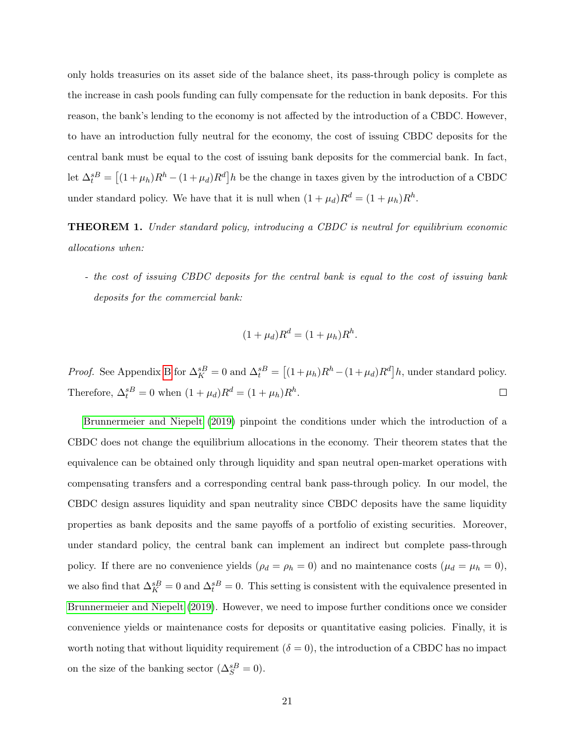only holds treasuries on its asset side of the balance sheet, its pass-through policy is complete as the increase in cash pools funding can fully compensate for the reduction in bank deposits. For this reason, the bank's lending to the economy is not affected by the introduction of a CBDC. However, to have an introduction fully neutral for the economy, the cost of issuing CBDC deposits for the central bank must be equal to the cost of issuing bank deposits for the commercial bank. In fact, let $\Delta_t^{sB} = \big[(1+\mu_h)R^h - (1+\mu_d)R^d\big]h$ be the change in taxes given by the introduction of a CBDC under standard policy. We have that it is null when $(1+\mu_d)R^d = (1+\mu_h)R^h$.

**THEOREM 1.** *Under standard policy, introducing a CBDC is neutral for equilibrium economic allocations when:*

- *the cost of issuing CBDC deposits for the central bank is equal to the cost of issuing bank deposits for the commercial bank:*

$$(1+\mu_d)R^d = (1+\mu_h)R^h.$$

*Proof.* See Appendix B for $\Delta_K^{sB} = 0$ and $\Delta_t^{sB} = \big[(1+\mu_h)R^h - (1+\mu_d)R^d\big]h$, under standard policy. Therefore, $\Delta_t^{sB} = 0$ when $(1+\mu_d)R^d = (1+\mu_h)R^h$. □

Brunnermeier and Niepelt (2019) pinpoint the conditions under which the introduction of a CBDC does not change the equilibrium allocations in the economy. Their theorem states that the equivalence can be obtained only through liquidity and span neutral open-market operations with compensating transfers and a corresponding central bank pass-through policy. In our model, the CBDC design assures liquidity and span neutrality since CBDC deposits have the same liquidity properties as bank deposits and the same payoffs of a portfolio of existing securities. Moreover, under standard policy, the central bank can implement an indirect but complete pass-through policy. If there are no convenience yields ($\rho_d = \rho_h = 0$) and no maintenance costs ($\mu_d = \mu_h = 0$), we also find that $\Delta_K^{sB} = 0$ and $\Delta_t^{sB} = 0$. This setting is consistent with the equivalence presented in Brunnermeier and Niepelt (2019). However, we need to impose further conditions once we consider convenience yields or maintenance costs for deposits or quantitative easing policies. Finally, it is worth noting that without liquidity requirement ($\delta = 0$), the introduction of a CBDC has no impact on the size of the banking sector ($\Delta_S^{sB} = 0$).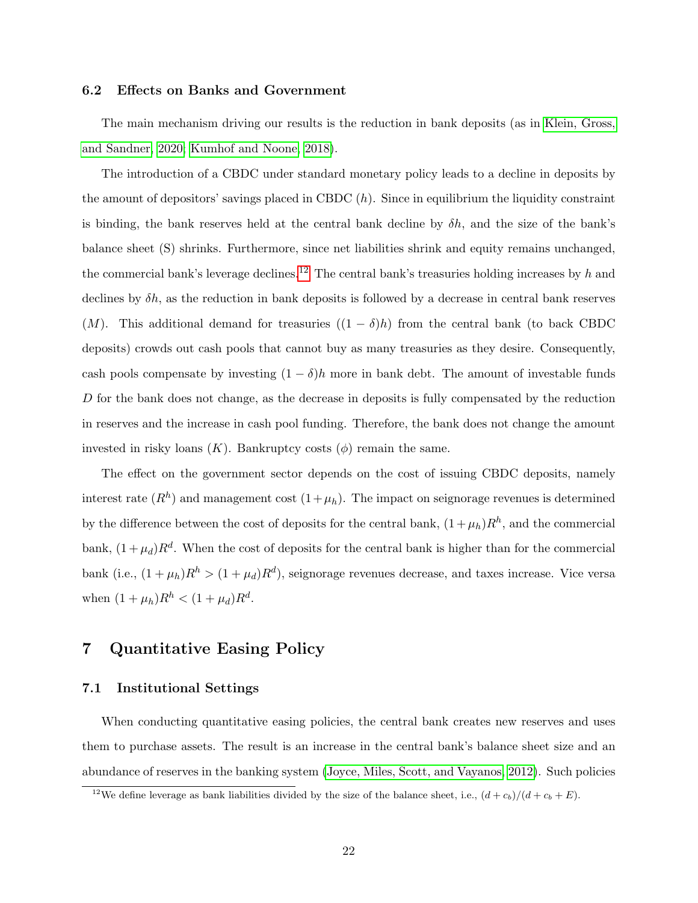### 6.2 Effects on Banks and Government

The main mechanism driving our results is the reduction in bank deposits (as in Klein, Gross, and Sandner, 2020; Kumhof and Noone, 2018).

The introduction of a CBDC under standard monetary policy leads to a decline in deposits by the amount of depositors' savings placed in CBDC ($h$). Since in equilibrium the liquidity constraint is binding, the bank reserves held at the central bank decline by $\delta h$, and the size of the bank's balance sheet (S) shrinks. Furthermore, since net liabilities shrink and equity remains unchanged, the commercial bank's leverage declines.[12] The central bank's treasuries holding increases by $h$ and declines by $\delta h$, as the reduction in bank deposits is followed by a decrease in central bank reserves ($M$). This additional demand for treasuries ($(1-\delta)h$) from the central bank (to back CBDC deposits) crowds out cash pools that cannot buy as many treasuries as they desire. Consequently, cash pools compensate by investing $(1-\delta)h$ more in bank debt. The amount of investable funds $D$ for the bank does not change, as the decrease in deposits is fully compensated by the reduction in reserves and the increase in cash pool funding. Therefore, the bank does not change the amount invested in risky loans ($K$). Bankruptcy costs ($\phi$) remain the same.

The effect on the government sector depends on the cost of issuing CBDC deposits, namely interest rate ($R^h$) and management cost ($1+\mu_h$). The impact on seignorage revenues is determined by the difference between the cost of deposits for the central bank, $(1+\mu_h)R^h$, and the commercial bank, $(1+\mu_d)R^d$. When the cost of deposits for the central bank is higher than for the commercial bank (i.e., $(1+\mu_h)R^h > (1+\mu_d)R^d$), seignorage revenues decrease, and taxes increase. Vice versa when $(1+\mu_h)R^h < (1+\mu_d)R^d$.

# 7 Quantitative Easing Policy

### 7.1 Institutional Settings

When conducting quantitative easing policies, the central bank creates new reserves and uses them to purchase assets. The result is an increase in the central bank's balance sheet size and an abundance of reserves in the banking system (Joyce, Miles, Scott, and Vayanos, 2012). Such policies

[12] We define leverage as bank liabilities divided by the size of the balance sheet, i.e., $(d + c_b)/(d + c_b + E)$.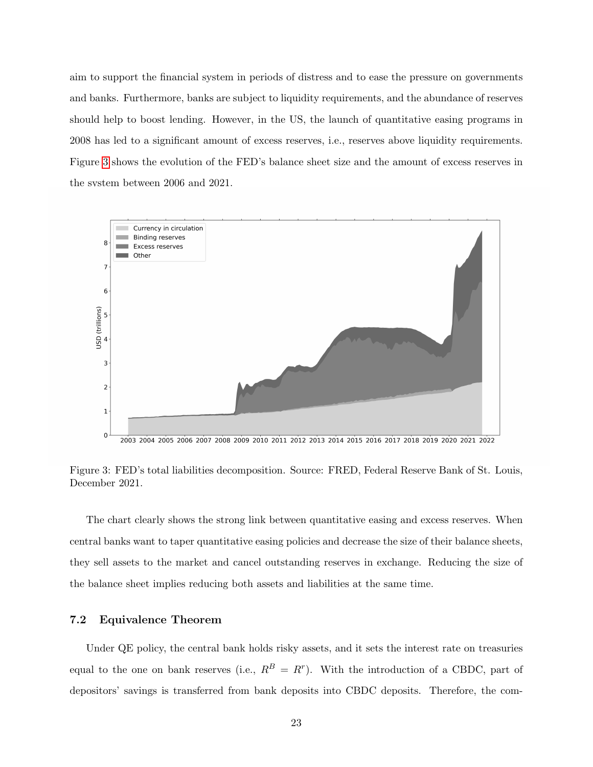aim to support the financial system in periods of distress and to ease the pressure on governments and banks. Furthermore, banks are subject to liquidity requirements, and the abundance of reserves should help to boost lending. However, in the US, the launch of quantitative easing programs in 2008 has led to a significant amount of excess reserves, i.e., reserves above liquidity requirements. Figure 3 shows the evolution of the FED's balance sheet size and the amount of excess reserves in the system between 2006 and 2021.

Figure 3: FED's total liabilities decomposition. Source: FRED, Federal Reserve Bank of St. Louis, December 2021.

The chart clearly shows the strong link between quantitative easing and excess reserves. When central banks want to taper quantitative easing policies and decrease the size of their balance sheets, they sell assets to the market and cancel outstanding reserves in exchange. Reducing the size of the balance sheet implies reducing both assets and liabilities at the same time.

## 7.2 Equivalence Theorem

Under QE policy, the central bank holds risky assets, and it sets the interest rate on treasuries equal to the one on bank reserves (i.e., $R^B = R^r$). With the introduction of a CBDC, part of depositors' savings is transferred from bank deposits into CBDC deposits. Therefore, the com-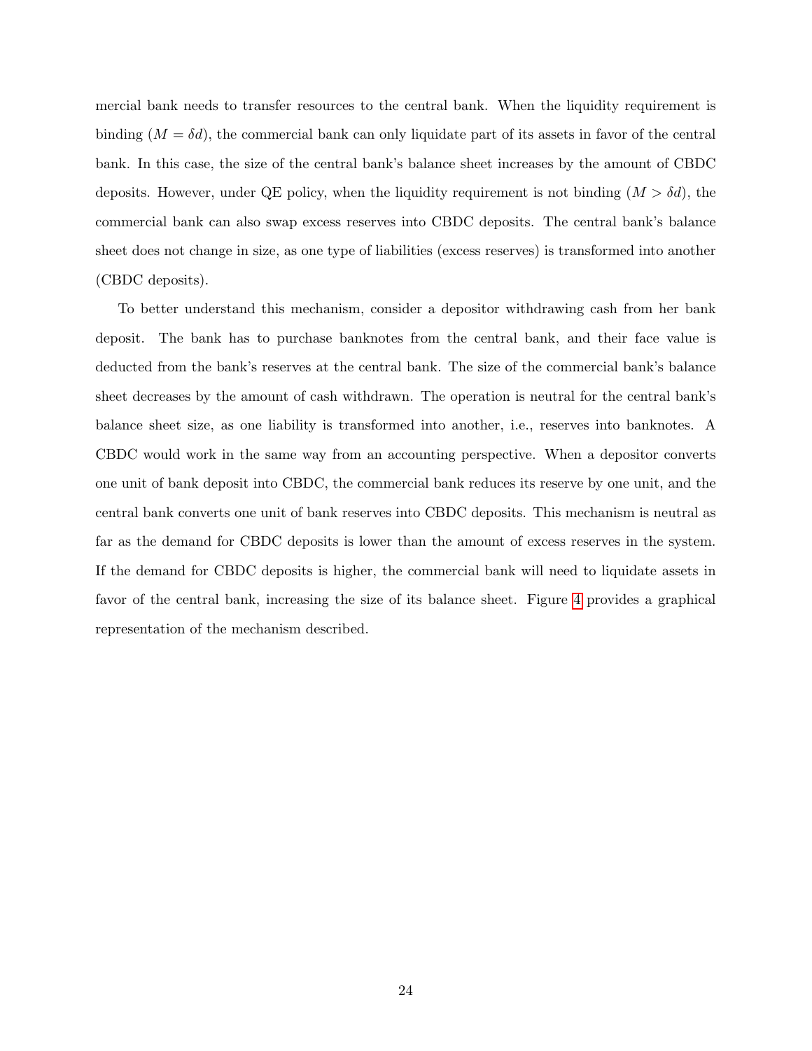mercial bank needs to transfer resources to the central bank. When the liquidity requirement is binding ($M = \delta d$), the commercial bank can only liquidate part of its assets in favor of the central bank. In this case, the size of the central bank's balance sheet increases by the amount of CBDC deposits. However, under QE policy, when the liquidity requirement is not binding ($M > \delta d$), the commercial bank can also swap excess reserves into CBDC deposits. The central bank's balance sheet does not change in size, as one type of liabilities (excess reserves) is transformed into another (CBDC deposits).

To better understand this mechanism, consider a depositor withdrawing cash from her bank deposit. The bank has to purchase banknotes from the central bank, and their face value is deducted from the bank's reserves at the central bank. The size of the commercial bank's balance sheet decreases by the amount of cash withdrawn. The operation is neutral for the central bank's balance sheet size, as one liability is transformed into another, i.e., reserves into banknotes. A CBDC would work in the same way from an accounting perspective. When a depositor converts one unit of bank deposit into CBDC, the commercial bank reduces its reserve by one unit, and the central bank converts one unit of bank reserves into CBDC deposits. This mechanism is neutral as far as the demand for CBDC deposits is lower than the amount of excess reserves in the system. If the demand for CBDC deposits is higher, the commercial bank will need to liquidate assets in favor of the central bank, increasing the size of its balance sheet. Figure 4 provides a graphical representation of the mechanism described.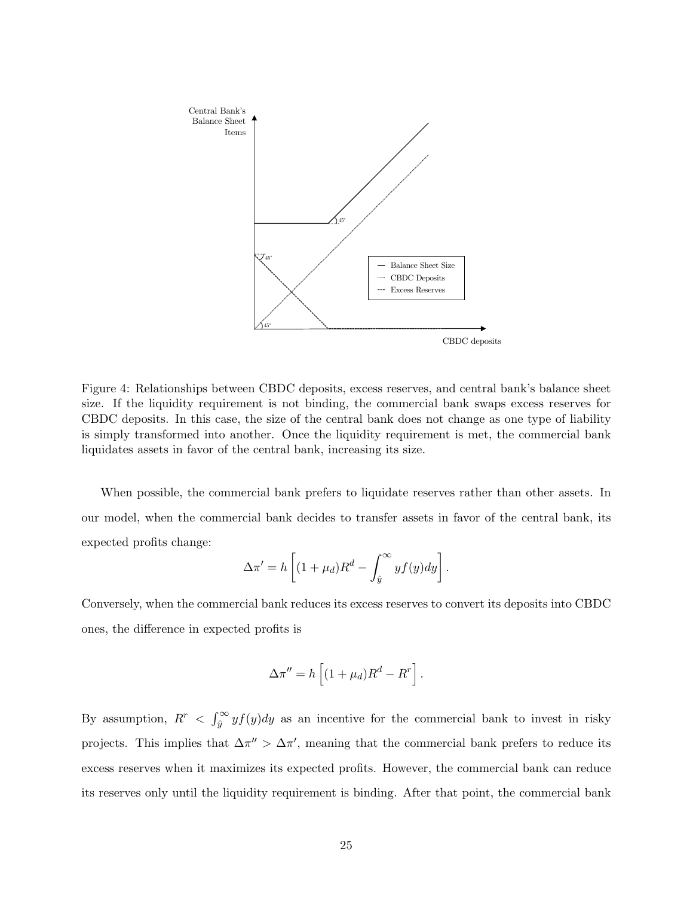Figure 4: Relationships between CBDC deposits, excess reserves, and central bank's balance sheet size. If the liquidity requirement is not binding, the commercial bank swaps excess reserves for CBDC deposits. In this case, the size of the central bank does not change as one type of liability is simply transformed into another. Once the liquidity requirement is met, the commercial bank liquidates assets in favor of the central bank, increasing its size.

When possible, the commercial bank prefers to liquidate reserves rather than other assets. In our model, when the commercial bank decides to transfer assets in favor of the central bank, its expected profits change:

$$\Delta\pi' = h\left[(1+\mu_d)R^d - \int_{\hat{y}}^{\infty} yf(y)dy\right].$$

Conversely, when the commercial bank reduces its excess reserves to convert its deposits into CBDC ones, the difference in expected profits is

$$\Delta\pi'' = h\left[(1+\mu_d)R^d - R^r\right].$$

By assumption, $R^r < \int_{\hat{y}}^{\infty} yf(y)dy$ as an incentive for the commercial bank to invest in risky projects. This implies that $\Delta\pi'' > \Delta\pi'$, meaning that the commercial bank prefers to reduce its excess reserves when it maximizes its expected profits. However, the commercial bank can reduce its reserves only until the liquidity requirement is binding. After that point, the commercial bank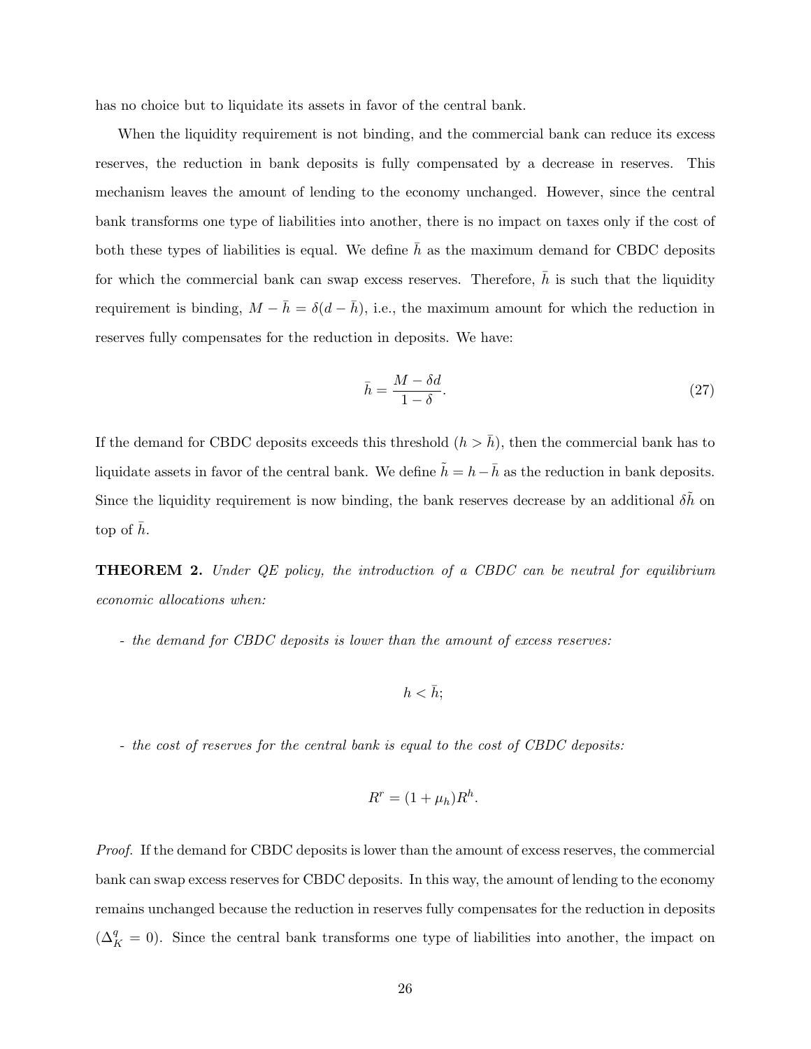has no choice but to liquidate its assets in favor of the central bank.

When the liquidity requirement is not binding, and the commercial bank can reduce its excess reserves, the reduction in bank deposits is fully compensated by a decrease in reserves. This mechanism leaves the amount of lending to the economy unchanged. However, since the central bank transforms one type of liabilities into another, there is no impact on taxes only if the cost of both these types of liabilities is equal. We define $\bar{h}$ as the maximum demand for CBDC deposits for which the commercial bank can swap excess reserves. Therefore, $\bar{h}$ is such that the liquidity requirement is binding, $M - \bar{h} = \delta(d - \bar{h})$, i.e., the maximum amount for which the reduction in reserves fully compensates for the reduction in deposits. We have:

$$\bar{h} = \frac{M - \delta d}{1 - \delta}. \tag{27}$$

If the demand for CBDC deposits exceeds this threshold ($h > \bar{h}$), then the commercial bank has to liquidate assets in favor of the central bank. We define $\tilde{h} = h - \bar{h}$ as the reduction in bank deposits. Since the liquidity requirement is now binding, the bank reserves decrease by an additional $\delta\tilde{h}$ on top of $\bar{h}$.

**THEOREM 2.** *Under QE policy, the introduction of a CBDC can be neutral for equilibrium economic allocations when:*

- *the demand for CBDC deposits is lower than the amount of excess reserves:*

$$h < \bar{h};$$

- *the cost of reserves for the central bank is equal to the cost of CBDC deposits:*

$$R^r = (1 + \mu_h)R^h.$$

*Proof.* If the demand for CBDC deposits is lower than the amount of excess reserves, the commercial bank can swap excess reserves for CBDC deposits. In this way, the amount of lending to the economy remains unchanged because the reduction in reserves fully compensates for the reduction in deposits ($\Delta_K^q = 0$). Since the central bank transforms one type of liabilities into another, the impact on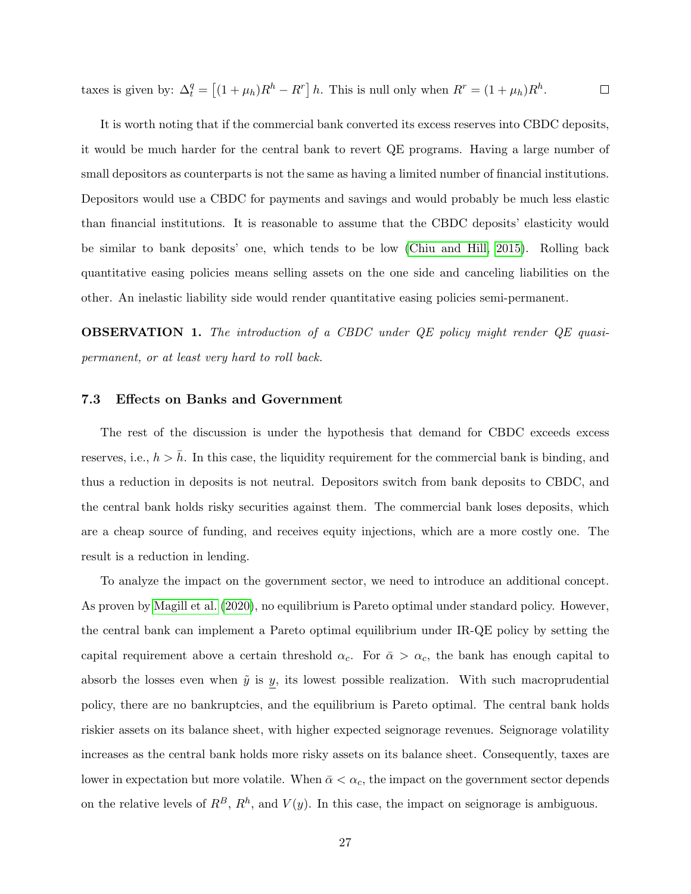taxes is given by: $\Delta_t^q = \left[(1+\mu_h)R^h - R^r\right] h$. This is null only when $R^r = (1+\mu_h)R^h$. □

It is worth noting that if the commercial bank converted its excess reserves into CBDC deposits, it would be much harder for the central bank to revert QE programs. Having a large number of small depositors as counterparts is not the same as having a limited number of financial institutions. Depositors would use a CBDC for payments and savings and would probably be much less elastic than financial institutions. It is reasonable to assume that the CBDC deposits' elasticity would be similar to bank deposits' one, which tends to be low (Chiu and Hill, 2015). Rolling back quantitative easing policies means selling assets on the one side and canceling liabilities on the other. An inelastic liability side would render quantitative easing policies semi-permanent.

**OBSERVATION 1.** *The introduction of a CBDC under QE policy might render QE quasi-permanent, or at least very hard to roll back.*

### 7.3 Effects on Banks and Government

The rest of the discussion is under the hypothesis that demand for CBDC exceeds excess reserves, i.e., $h > \bar{h}$. In this case, the liquidity requirement for the commercial bank is binding, and thus a reduction in deposits is not neutral. Depositors switch from bank deposits to CBDC, and the central bank holds risky securities against them. The commercial bank loses deposits, which are a cheap source of funding, and receives equity injections, which are a more costly one. The result is a reduction in lending.

To analyze the impact on the government sector, we need to introduce an additional concept. As proven by Magill et al. (2020), no equilibrium is Pareto optimal under standard policy. However, the central bank can implement a Pareto optimal equilibrium under IR-QE policy by setting the capital requirement above a certain threshold $\alpha_c$. For $\bar{\alpha} > \alpha_c$, the bank has enough capital to absorb the losses even when $\tilde{y}$ is $\underline{y}$, its lowest possible realization. With such macroprudential policy, there are no bankruptcies, and the equilibrium is Pareto optimal. The central bank holds riskier assets on its balance sheet, with higher expected seignorage revenues. Seignorage volatility increases as the central bank holds more risky assets on its balance sheet. Consequently, taxes are lower in expectation but more volatile. When $\bar{\alpha} < \alpha_c$, the impact on the government sector depends on the relative levels of $R^B$, $R^h$, and $V(y)$. In this case, the impact on seignorage is ambiguous.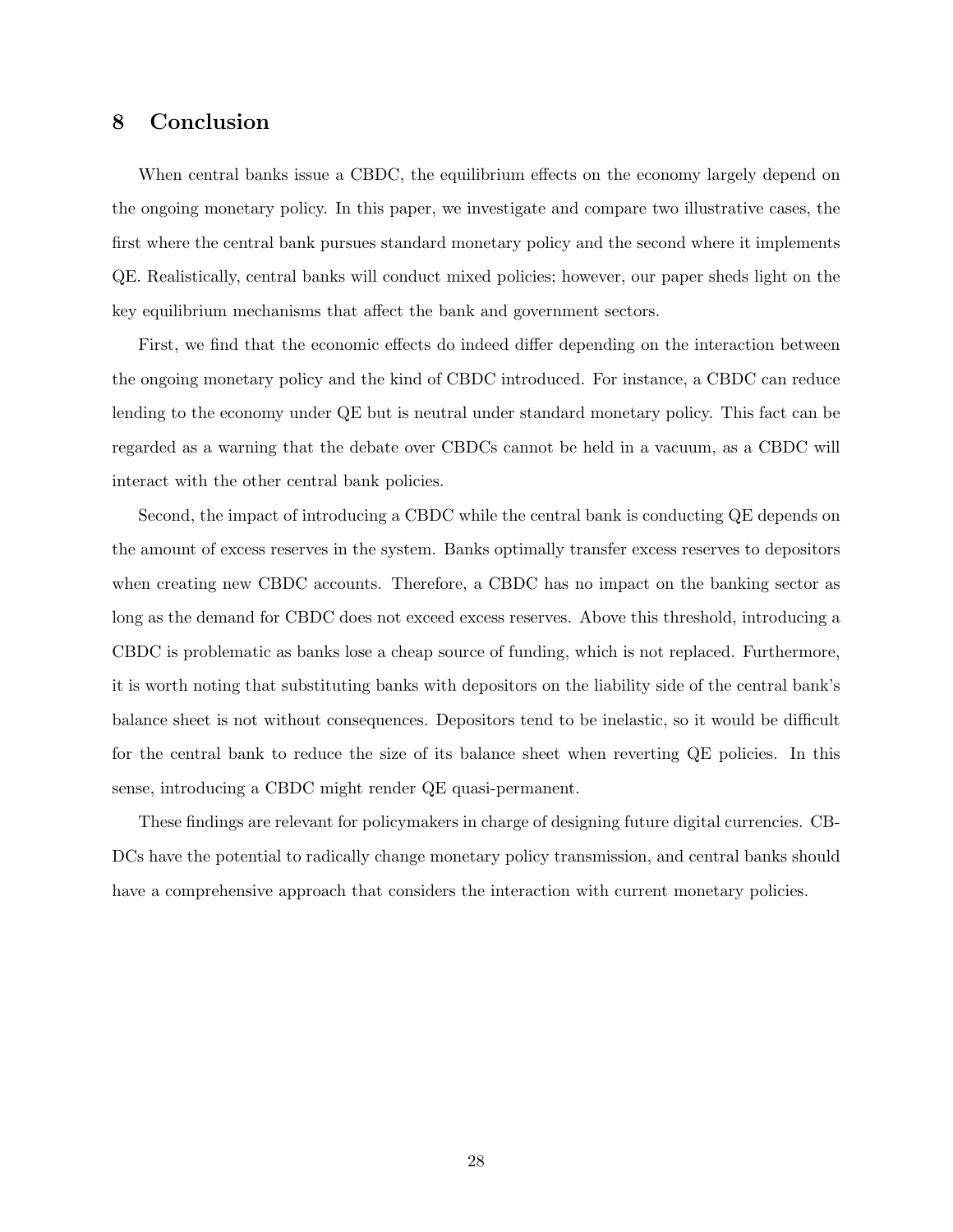# 8 Conclusion

When central banks issue a CBDC, the equilibrium effects on the economy largely depend on the ongoing monetary policy. In this paper, we investigate and compare two illustrative cases, the first where the central bank pursues standard monetary policy and the second where it implements QE. Realistically, central banks will conduct mixed policies; however, our paper sheds light on the key equilibrium mechanisms that affect the bank and government sectors.

First, we find that the economic effects do indeed differ depending on the interaction between the ongoing monetary policy and the kind of CBDC introduced. For instance, a CBDC can reduce lending to the economy under QE but is neutral under standard monetary policy. This fact can be regarded as a warning that the debate over CBDCs cannot be held in a vacuum, as a CBDC will interact with the other central bank policies.

Second, the impact of introducing a CBDC while the central bank is conducting QE depends on the amount of excess reserves in the system. Banks optimally transfer excess reserves to depositors when creating new CBDC accounts. Therefore, a CBDC has no impact on the banking sector as long as the demand for CBDC does not exceed excess reserves. Above this threshold, introducing a CBDC is problematic as banks lose a cheap source of funding, which is not replaced. Furthermore, it is worth noting that substituting banks with depositors on the liability side of the central bank's balance sheet is not without consequences. Depositors tend to be inelastic, so it would be difficult for the central bank to reduce the size of its balance sheet when reverting QE policies. In this sense, introducing a CBDC might render QE quasi-permanent.

These findings are relevant for policymakers in charge of designing future digital currencies. CBDCs have the potential to radically change monetary policy transmission, and central banks should have a comprehensive approach that considers the interaction with current monetary policies.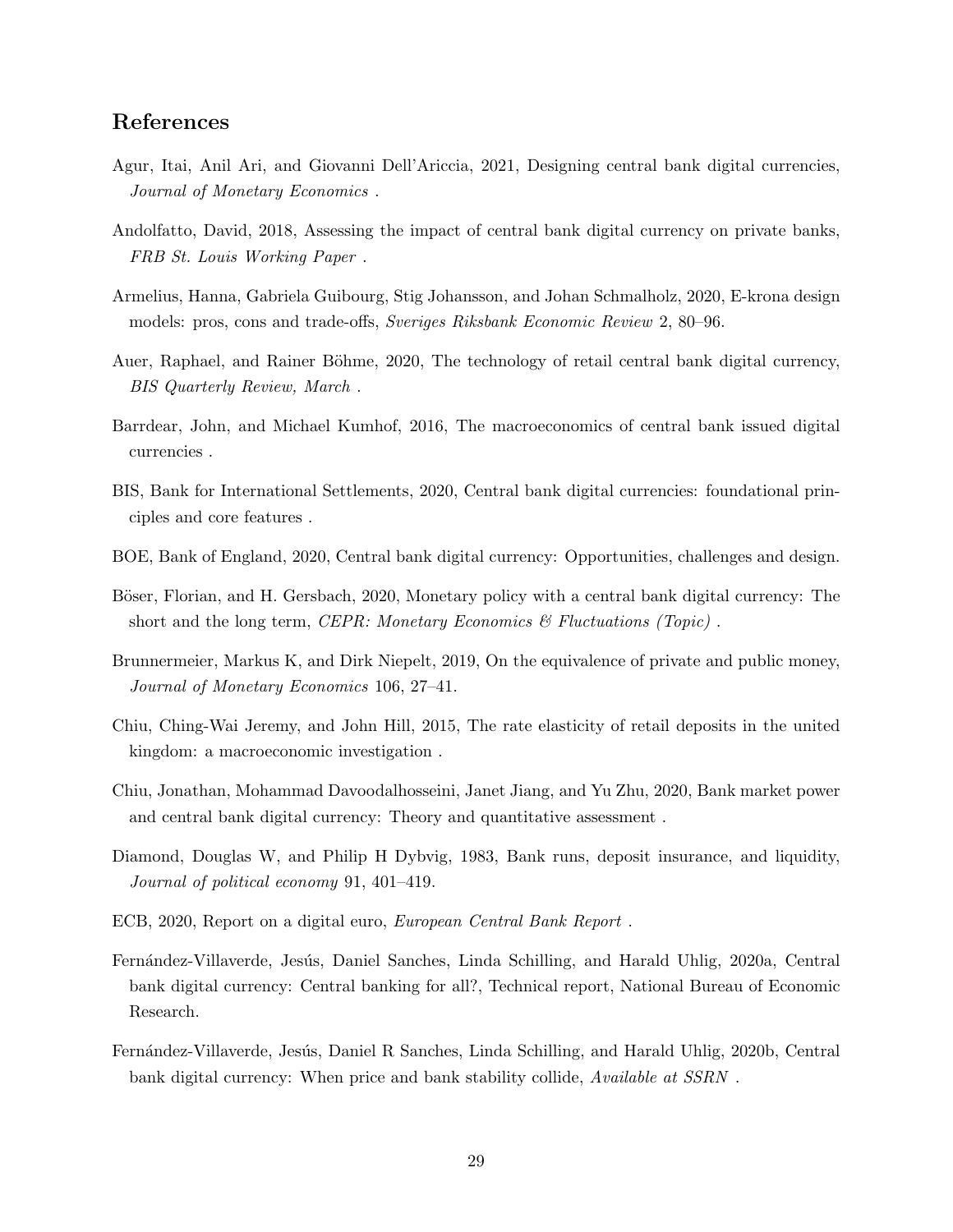## References

Agur, Itai, Anil Ari, and Giovanni Dell'Ariccia, 2021, Designing central bank digital currencies, *Journal of Monetary Economics* .

Andolfatto, David, 2018, Assessing the impact of central bank digital currency on private banks, *FRB St. Louis Working Paper* .

Armelius, Hanna, Gabriela Guibourg, Stig Johansson, and Johan Schmalholz, 2020, E-krona design models: pros, cons and trade-offs, *Sveriges Riksbank Economic Review* 2, 80–96.

Auer, Raphael, and Rainer Böhme, 2020, The technology of retail central bank digital currency, *BIS Quarterly Review, March* .

Barrdear, John, and Michael Kumhof, 2016, The macroeconomics of central bank issued digital currencies .

BIS, Bank for International Settlements, 2020, Central bank digital currencies: foundational principles and core features .

BOE, Bank of England, 2020, Central bank digital currency: Opportunities, challenges and design.

Böser, Florian, and H. Gersbach, 2020, Monetary policy with a central bank digital currency: The short and the long term, *CEPR: Monetary Economics & Fluctuations (Topic)* .

Brunnermeier, Markus K, and Dirk Niepelt, 2019, On the equivalence of private and public money, *Journal of Monetary Economics* 106, 27–41.

Chiu, Ching-Wai Jeremy, and John Hill, 2015, The rate elasticity of retail deposits in the united kingdom: a macroeconomic investigation .

Chiu, Jonathan, Mohammad Davoodalhosseini, Janet Jiang, and Yu Zhu, 2020, Bank market power and central bank digital currency: Theory and quantitative assessment .

Diamond, Douglas W, and Philip H Dybvig, 1983, Bank runs, deposit insurance, and liquidity, *Journal of political economy* 91, 401–419.

ECB, 2020, Report on a digital euro, *European Central Bank Report* .

Fernández-Villaverde, Jesús, Daniel Sanches, Linda Schilling, and Harald Uhlig, 2020a, Central bank digital currency: Central banking for all?, Technical report, National Bureau of Economic Research.

Fernández-Villaverde, Jesús, Daniel R Sanches, Linda Schilling, and Harald Uhlig, 2020b, Central bank digital currency: When price and bank stability collide, *Available at SSRN* .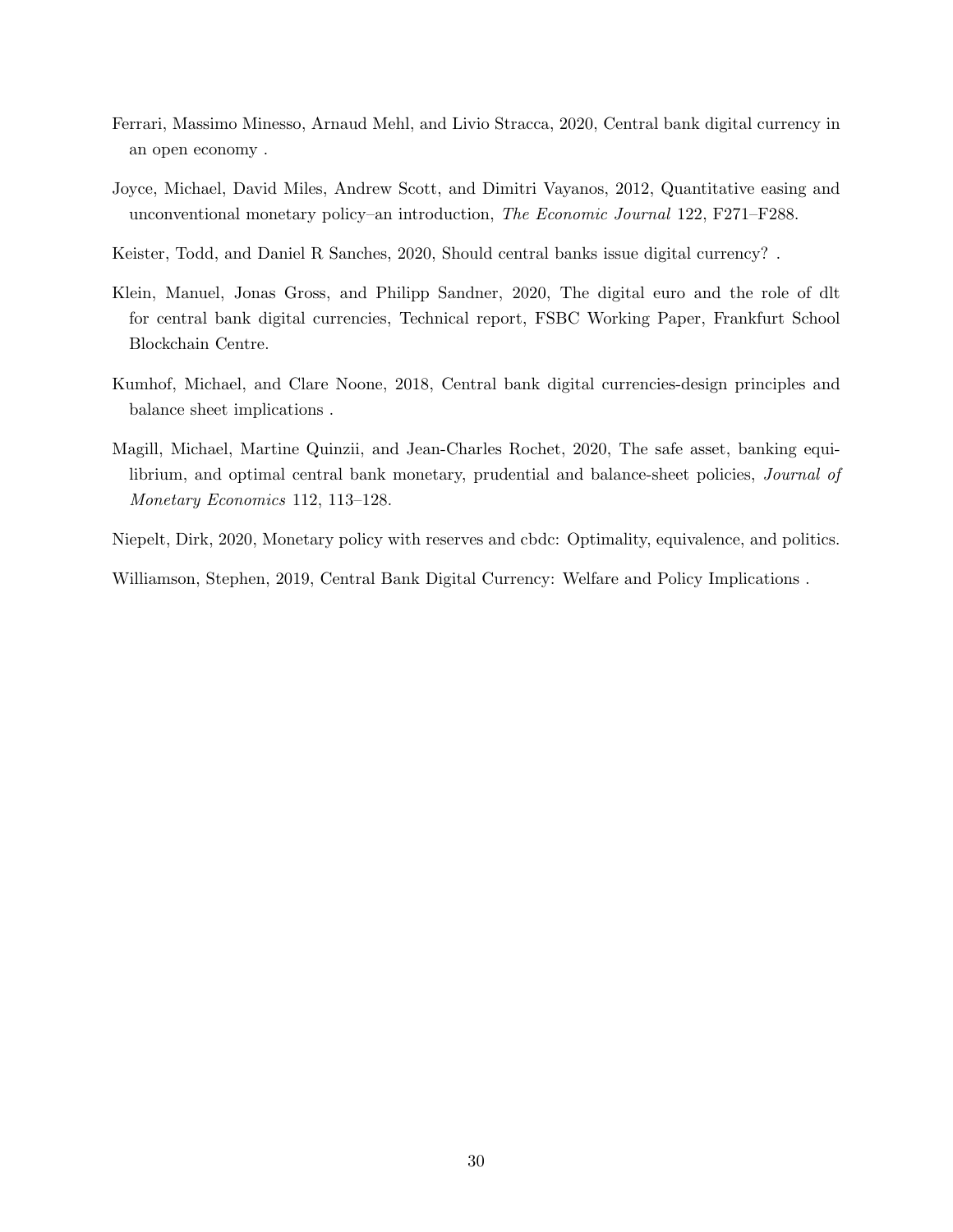Ferrari, Massimo Minesso, Arnaud Mehl, and Livio Stracca, 2020, Central bank digital currency in an open economy .

Joyce, Michael, David Miles, Andrew Scott, and Dimitri Vayanos, 2012, Quantitative easing and unconventional monetary policy–an introduction, *The Economic Journal* 122, F271–F288.

Keister, Todd, and Daniel R Sanches, 2020, Should central banks issue digital currency? .

Klein, Manuel, Jonas Gross, and Philipp Sandner, 2020, The digital euro and the role of dlt for central bank digital currencies, Technical report, FSBC Working Paper, Frankfurt School Blockchain Centre.

Kumhof, Michael, and Clare Noone, 2018, Central bank digital currencies-design principles and balance sheet implications .

Magill, Michael, Martine Quinzii, and Jean-Charles Rochet, 2020, The safe asset, banking equilibrium, and optimal central bank monetary, prudential and balance-sheet policies, *Journal of Monetary Economics* 112, 113–128.

Niepelt, Dirk, 2020, Monetary policy with reserves and cbdc: Optimality, equivalence, and politics.

Williamson, Stephen, 2019, Central Bank Digital Currency: Welfare and Policy Implications .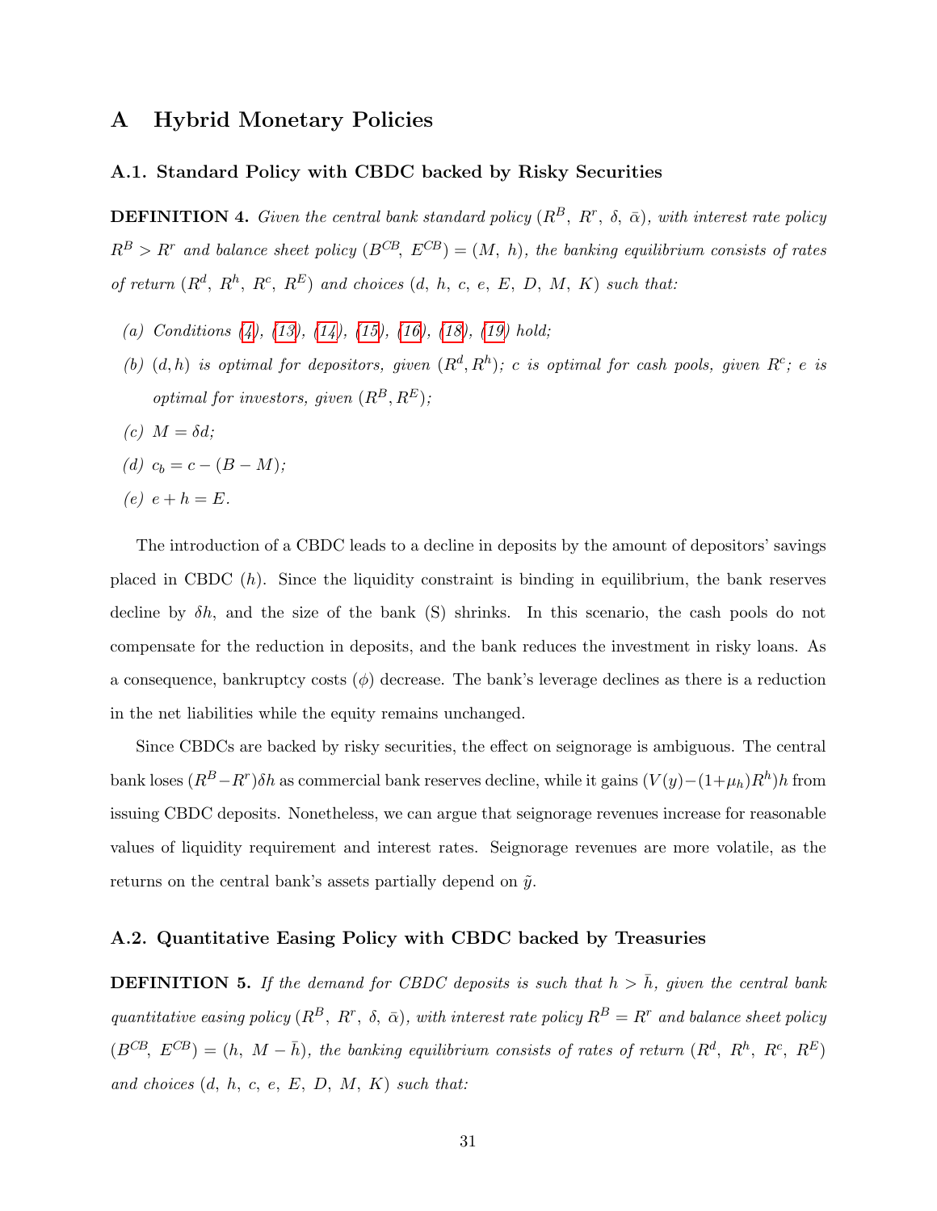# A Hybrid Monetary Policies

### A.1. Standard Policy with CBDC backed by Risky Securities

**DEFINITION 4.** *Given the central bank standard policy $(R^B,\ R^r,\ \delta,\ \bar{\alpha})$, with interest rate policy $R^B > R^r$ and balance sheet policy $(B^{CB},\ E^{CB}) = (M,\ h)$, the banking equilibrium consists of rates of return $(R^d,\ R^h,\ R^c,\ R^E)$ and choices $(d,\ h,\ c,\ e,\ E,\ D,\ M,\ K)$ such that:*

- *(a) Conditions (4), (13), (14), (15), (16), (18), (19) hold;*
- *(b) $(d, h)$ is optimal for depositors, given $(R^d, R^h)$; $c$ is optimal for cash pools, given $R^c$; $e$ is optimal for investors, given $(R^B, R^E)$;*
- *(c) $M = \delta d$;*
- *(d) $c_b = c - (B - M)$;*
- *(e) $e + h = E$.*

The introduction of a CBDC leads to a decline in deposits by the amount of depositors' savings placed in CBDC ($h$). Since the liquidity constraint is binding in equilibrium, the bank reserves decline by $\delta h$, and the size of the bank (S) shrinks. In this scenario, the cash pools do not compensate for the reduction in deposits, and the bank reduces the investment in risky loans. As a consequence, bankruptcy costs ($\phi$) decrease. The bank's leverage declines as there is a reduction in the net liabilities while the equity remains unchanged.

Since CBDCs are backed by risky securities, the effect on seignorage is ambiguous. The central bank loses $(R^B - R^r)\delta h$ as commercial bank reserves decline, while it gains $(V(y) - (1+\mu_h)R^h)h$ from issuing CBDC deposits. Nonetheless, we can argue that seignorage revenues increase for reasonable values of liquidity requirement and interest rates. Seignorage revenues are more volatile, as the returns on the central bank's assets partially depend on $\tilde{y}$.

### A.2. Quantitative Easing Policy with CBDC backed by Treasuries

**DEFINITION 5.** *If the demand for CBDC deposits is such that $h > \bar{h}$, given the central bank quantitative easing policy $(R^B,\ R^r,\ \delta,\ \bar{\alpha})$, with interest rate policy $R^B = R^r$ and balance sheet policy $(B^{CB},\ E^{CB}) = (h,\ M - \bar{h})$, the banking equilibrium consists of rates of return $(R^d,\ R^h,\ R^c,\ R^E)$ and choices $(d,\ h,\ c,\ e,\ E,\ D,\ M,\ K)$ such that:*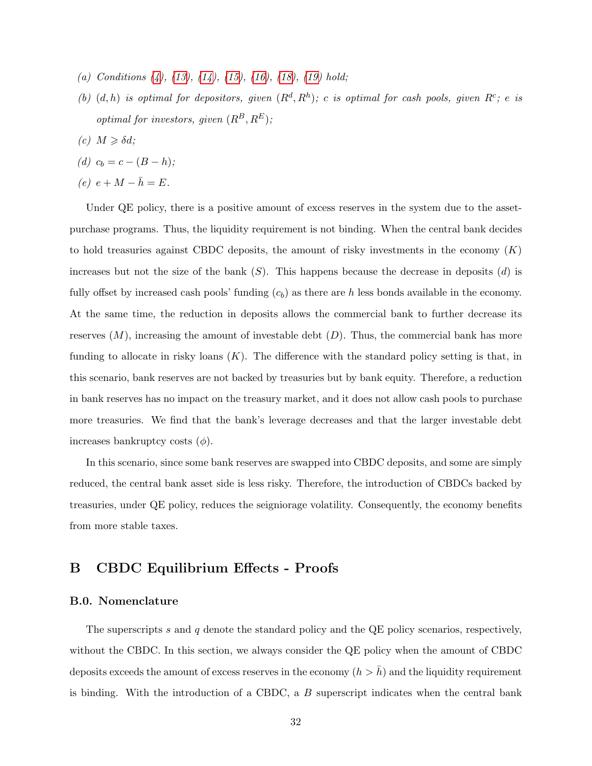(a) *Conditions (4), (13), (14), (15), (16), (18), (19) hold;*

(b) *$(d, h)$ is optimal for depositors, given $(R^d, R^h)$; $c$ is optimal for cash pools, given $R^c$; $e$ is optimal for investors, given $(R^B, R^E)$;*

(c) *$M \geqslant \delta d$;*

(d) *$c_b = c - (B - h)$;*

(e) *$e + M - \bar{h} = E$.*

Under QE policy, there is a positive amount of excess reserves in the system due to the asset-purchase programs. Thus, the liquidity requirement is not binding. When the central bank decides to hold treasuries against CBDC deposits, the amount of risky investments in the economy ($K$) increases but not the size of the bank ($S$). This happens because the decrease in deposits ($d$) is fully offset by increased cash pools' funding ($c_b$) as there are $h$ less bonds available in the economy. At the same time, the reduction in deposits allows the commercial bank to further decrease its reserves ($M$), increasing the amount of investable debt ($D$). Thus, the commercial bank has more funding to allocate in risky loans ($K$). The difference with the standard policy setting is that, in this scenario, bank reserves are not backed by treasuries but by bank equity. Therefore, a reduction in bank reserves has no impact on the treasury market, and it does not allow cash pools to purchase more treasuries. We find that the bank's leverage decreases and that the larger investable debt increases bankruptcy costs ($\phi$).

In this scenario, since some bank reserves are swapped into CBDC deposits, and some are simply reduced, the central bank asset side is less risky. Therefore, the introduction of CBDCs backed by treasuries, under QE policy, reduces the seigniorage volatility. Consequently, the economy benefits from more stable taxes.

# B CBDC Equilibrium Effects - Proofs

## B.0. Nomenclature

The superscripts $s$ and $q$ denote the standard policy and the QE policy scenarios, respectively, without the CBDC. In this section, we always consider the QE policy when the amount of CBDC deposits exceeds the amount of excess reserves in the economy ($h > \bar{h}$) and the liquidity requirement is binding. With the introduction of a CBDC, a $B$ superscript indicates when the central bank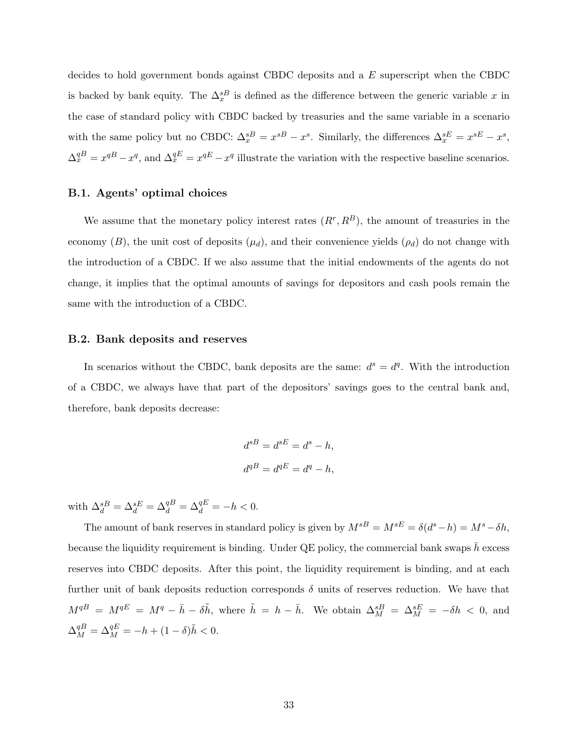decides to hold government bonds against CBDC deposits and a $E$ superscript when the CBDC is backed by bank equity. The $\Delta_x^{sB}$ is defined as the difference between the generic variable $x$ in the case of standard policy with CBDC backed by treasuries and the same variable in a scenario with the same policy but no CBDC: $\Delta_x^{sB} = x^{sB} - x^s$. Similarly, the differences $\Delta_x^{sE} = x^{sE} - x^s$, $\Delta_x^{qB} = x^{qB} - x^q$, and $\Delta_x^{qE} = x^{qE} - x^q$ illustrate the variation with the respective baseline scenarios.

### B.1. Agents' optimal choices

We assume that the monetary policy interest rates $(R^r, R^B)$, the amount of treasuries in the economy $(B)$, the unit cost of deposits $(\mu_d)$, and their convenience yields $(\rho_d)$ do not change with the introduction of a CBDC. If we also assume that the initial endowments of the agents do not change, it implies that the optimal amounts of savings for depositors and cash pools remain the same with the introduction of a CBDC.

### B.2. Bank deposits and reserves

In scenarios without the CBDC, bank deposits are the same: $d^s = d^q$. With the introduction of a CBDC, we always have that part of the depositors' savings goes to the central bank and, therefore, bank deposits decrease:

$$d^{sB} = d^{sE} = d^s - h,$$
$$d^{qB} = d^{qE} = d^q - h,$$

with $\Delta_d^{sB} = \Delta_d^{sE} = \Delta_d^{qB} = \Delta_d^{qE} = -h < 0$.

The amount of bank reserves in standard policy is given by $M^{sB} = M^{sE} = \delta(d^s - h) = M^s - \delta h$, because the liquidity requirement is binding. Under QE policy, the commercial bank swaps $\bar{h}$ excess reserves into CBDC deposits. After this point, the liquidity requirement is binding, and at each further unit of bank deposits reduction corresponds $\delta$ units of reserves reduction. We have that $M^{qB} = M^{qE} = M^q - \bar{h} - \delta\tilde{h}$, where $\tilde{h} = h - \bar{h}$. We obtain $\Delta_M^{sB} = \Delta_M^{sE} = -\delta h < 0$, and $\Delta_M^{qB} = \Delta_M^{qE} = -h + (1-\delta)\tilde{h} < 0$.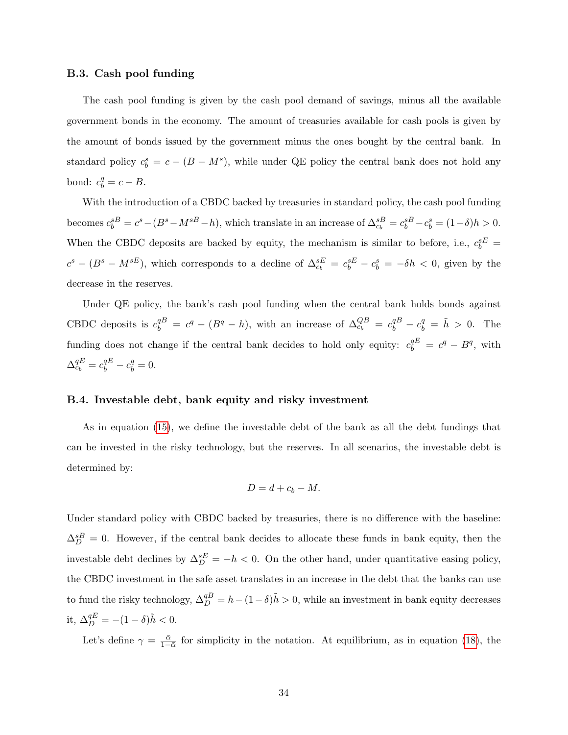### B.3. Cash pool funding

The cash pool funding is given by the cash pool demand of savings, minus all the available government bonds in the economy. The amount of treasuries available for cash pools is given by the amount of bonds issued by the government minus the ones bought by the central bank. In standard policy $c_b^s = c - (B - M^s)$, while under QE policy the central bank does not hold any bond: $c_b^q = c - B$.

With the introduction of a CBDC backed by treasuries in standard policy, the cash pool funding becomes $c_b^{sB} = c^s - (B^s - M^{sB} - h)$, which translate in an increase of $\Delta_{c_b}^{sB} = c_b^{sB} - c_b^s = (1-\delta)h > 0$. When the CBDC deposits are backed by equity, the mechanism is similar to before, i.e., $c_b^{sE} = c^s - (B^s - M^{sE})$, which corresponds to a decline of $\Delta_{c_b}^{sE} = c_b^{sE} - c_b^s = -\delta h < 0$, given by the decrease in the reserves.

Under QE policy, the bank's cash pool funding when the central bank holds bonds against CBDC deposits is $c_b^{qB} = c^q - (B^q - h)$, with an increase of $\Delta_{c_b}^{QB} = c_b^{sB} - c_b^q = \tilde{h} > 0$. The funding does not change if the central bank decides to hold only equity: $c_b^{qE} = c^q - B^q$, with $\Delta_{c_b}^{qE} = c_b^{qE} - c_b^q = 0$.

### B.4. Investable debt, bank equity and risky investment

As in equation (15), we define the investable debt of the bank as all the debt fundings that can be invested in the risky technology, but the reserves. In all scenarios, the investable debt is determined by:

$$D = d + c_b - M.$$

Under standard policy with CBDC backed by treasuries, there is no difference with the baseline: $\Delta_D^{sB} = 0$. However, if the central bank decides to allocate these funds in bank equity, then the investable debt declines by $\Delta_D^{sE} = -h < 0$. On the other hand, under quantitative easing policy, the CBDC investment in the safe asset translates in an increase in the debt that the banks can use to fund the risky technology, $\Delta_D^{qB} = h - (1-\delta)\tilde{h} > 0$, while an investment in bank equity decreases it, $\Delta_D^{qE} = -(1-\delta)\tilde{h} < 0$.

Let's define $\gamma = \frac{\bar{\alpha}}{1-\bar{\alpha}}$ for simplicity in the notation. At equilibrium, as in equation (18), the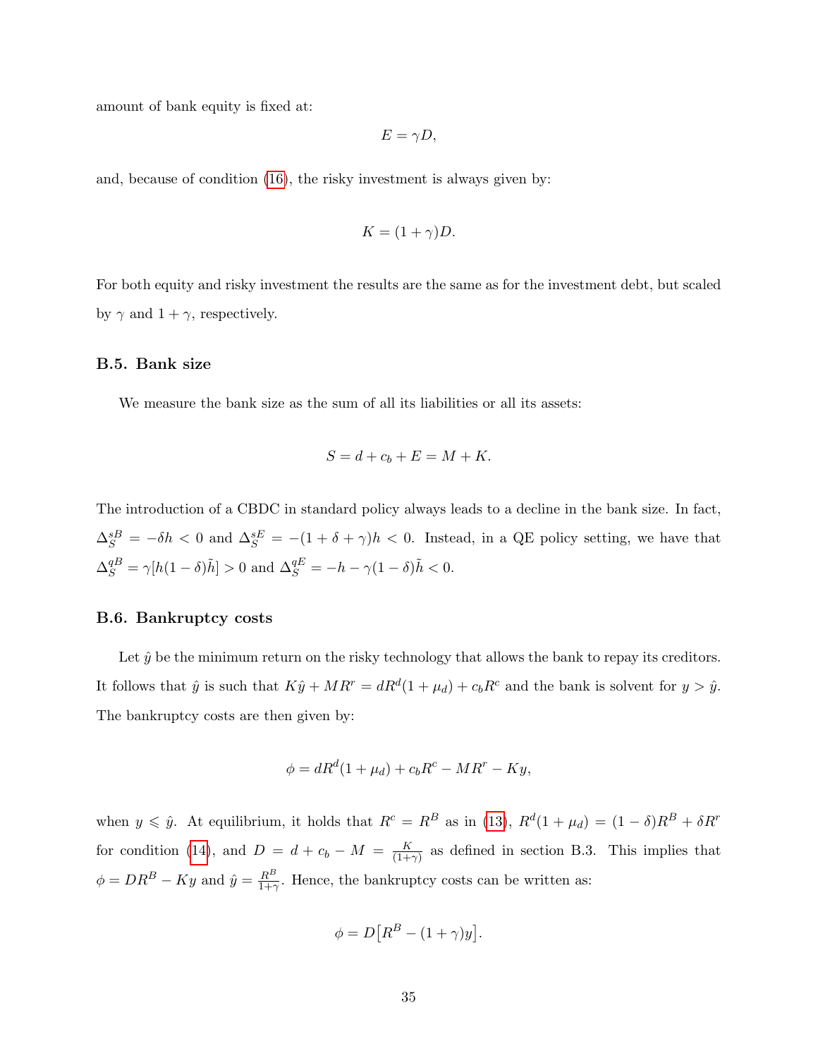amount of bank equity is fixed at:

$$E = \gamma D,$$

and, because of condition (16), the risky investment is always given by:

$$K = (1 + \gamma)D.$$

For both equity and risky investment the results are the same as for the investment debt, but scaled by $\gamma$ and $1 + \gamma$, respectively.

### B.5. Bank size

We measure the bank size as the sum of all its liabilities or all its assets:

$$S = d + c_b + E = M + K.$$

The introduction of a CBDC in standard policy always leads to a decline in the bank size. In fact, $\Delta_S^{sB} = -\delta h < 0$ and $\Delta_S^{sE} = -(1 + \delta + \gamma)h < 0$. Instead, in a QE policy setting, we have that $\Delta_S^{qB} = \gamma[h(1-\delta)\tilde{h}] > 0$ and $\Delta_S^{qE} = -h - \gamma(1-\delta)\tilde{h} < 0$.

### B.6. Bankruptcy costs

Let $\hat{y}$ be the minimum return on the risky technology that allows the bank to repay its creditors. It follows that $\hat{y}$ is such that $K\hat{y} + MR^r = dR^d(1 + \mu_d) + c_b R^c$ and the bank is solvent for $y > \hat{y}$. The bankruptcy costs are then given by:

$$\phi = dR^d(1 + \mu_d) + c_b R^c - MR^r - Ky,$$

when $y \leqslant \hat{y}$. At equilibrium, it holds that $R^c = R^B$ as in (13), $R^d(1 + \mu_d) = (1 - \delta)R^B + \delta R^r$ for condition (14), and $D = d + c_b - M = \frac{K}{(1+\gamma)}$ as defined in section B.3. This implies that $\phi = DR^B - Ky$ and $\hat{y} = \frac{R^B}{1+\gamma}$. Hence, the bankruptcy costs can be written as:

$$\phi = D\big[R^B - (1 + \gamma)y\big].$$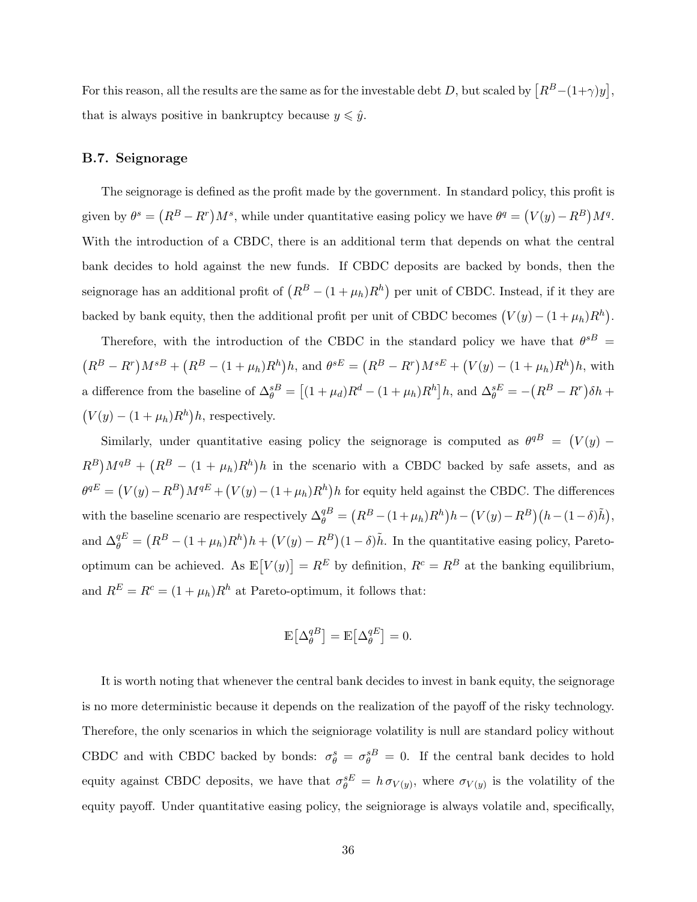For this reason, all the results are the same as for the investable debt $D$, but scaled by $\big[R^B-(1+\gamma)y\big]$, that is always positive in bankruptcy because $y \leqslant \hat{y}$.

### B.7. Seignorage

The seignorage is defined as the profit made by the government. In standard policy, this profit is given by $\theta^s = \big(R^B - R^r\big)M^s$, while under quantitative easing policy we have $\theta^q = \big(V(y) - R^B\big)M^q$. With the introduction of a CBDC, there is an additional term that depends on what the central bank decides to hold against the new funds. If CBDC deposits are backed by bonds, then the seignorage has an additional profit of $\big(R^B - (1+\mu_h)R^h\big)$ per unit of CBDC. Instead, if it they are backed by bank equity, then the additional profit per unit of CBDC becomes $\big(V(y) - (1+\mu_h)R^h\big)$.

Therefore, with the introduction of the CBDC in the standard policy we have that $\theta^{sB} = \big(R^B - R^r\big)M^{sB} + \big(R^B - (1+\mu_h)R^h\big)h$, and $\theta^{sE} = \big(R^B - R^r\big)M^{sE} + \big(V(y) - (1+\mu_h)R^h\big)h$, with a difference from the baseline of $\Delta_\theta^{sB} = \big[(1+\mu_d)R^d - (1+\mu_h)R^h\big]h$, and $\Delta_\theta^{sE} = -\big(R^B - R^r\big)\delta h + \big(V(y) - (1+\mu_h)R^h\big)h$, respectively.

Similarly, under quantitative easing policy the seignorage is computed as $\theta^{qB} = \big(V(y) - R^B\big)M^{qB} + \big(R^B - (1+\mu_h)R^h\big)h$ in the scenario with a CBDC backed by safe assets, and as $\theta^{qE} = \big(V(y) - R^B\big)M^{qE} + \big(V(y) - (1+\mu_h)R^h\big)h$ for equity held against the CBDC. The differences with the baseline scenario are respectively $\Delta_\theta^{qB} = \big(R^B - (1+\mu_h)R^h\big)h - \big(V(y) - R^B\big)\big(h - (1-\delta)\tilde{h}\big)$, and $\Delta_\theta^{qE} = \big(R^B - (1+\mu_h)R^h\big)h + \big(V(y) - R^B\big)(1-\delta)\tilde{h}$. In the quantitative easing policy, Pareto-optimum can be achieved. As $\mathbb{E}\big[V(y)\big] = R^E$ by definition, $R^c = R^B$ at the banking equilibrium, and $R^E = R^c = (1+\mu_h)R^h$ at Pareto-optimum, it follows that:

$$\mathbb{E}\big[\Delta_\theta^{qB}\big] = \mathbb{E}\big[\Delta_\theta^{qE}\big] = 0.$$

It is worth noting that whenever the central bank decides to invest in bank equity, the seignorage is no more deterministic because it depends on the realization of the payoff of the risky technology. Therefore, the only scenarios in which the seigniorage volatility is null are standard policy without CBDC and with CBDC backed by bonds: $\sigma_\theta^s = \sigma_\theta^{sB} = 0$. If the central bank decides to hold equity against CBDC deposits, we have that $\sigma_\theta^{sE} = h\,\sigma_{V(y)}$, where $\sigma_{V(y)}$ is the volatility of the equity payoff. Under quantitative easing policy, the seigniorage is always volatile and, specifically,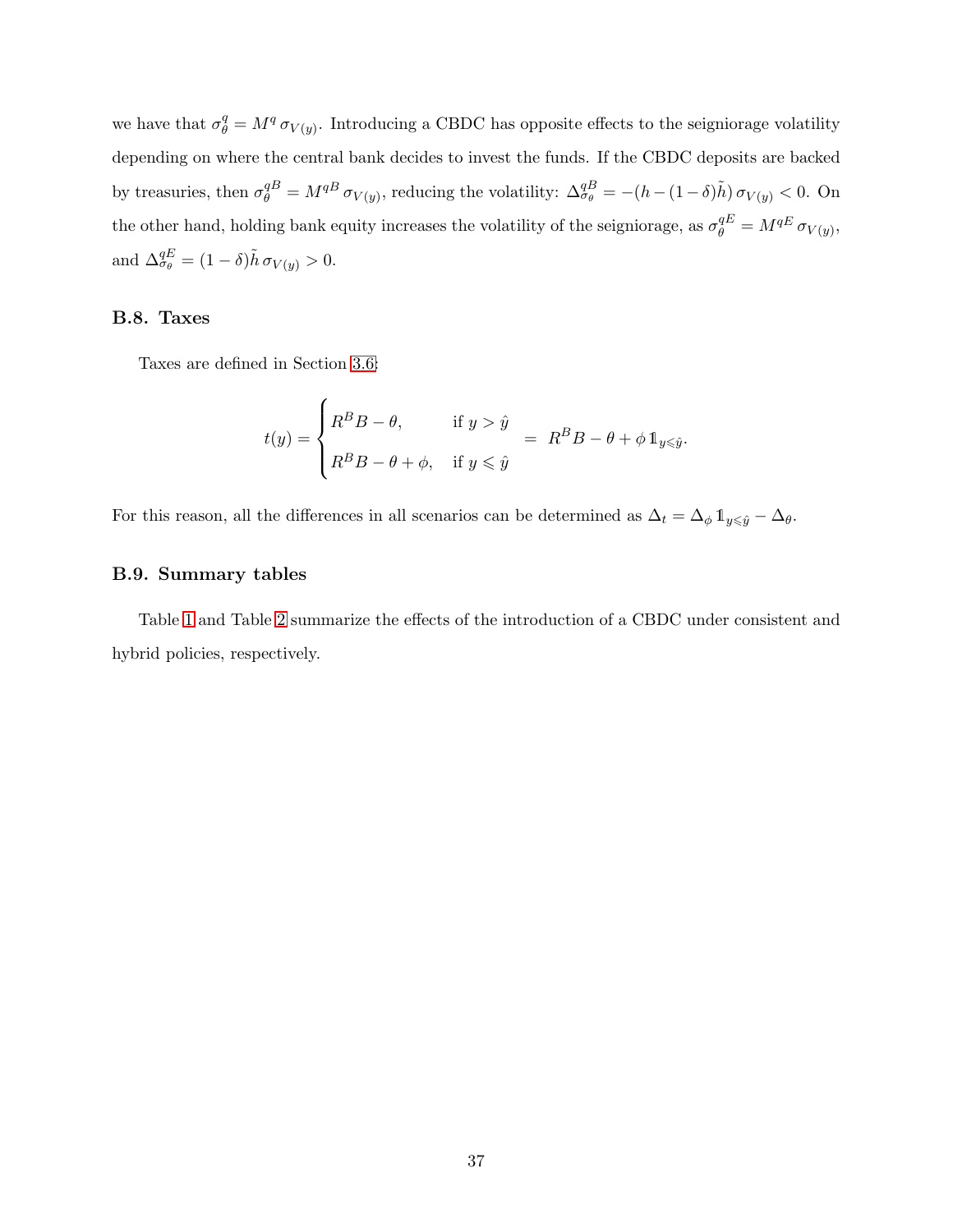we have that $\sigma_\theta^q = M^q \, \sigma_{V(y)}$. Introducing a CBDC has opposite effects to the seigniorage volatility depending on where the central bank decides to invest the funds. If the CBDC deposits are backed by treasuries, then $\sigma_\theta^{qB} = M^{qB} \, \sigma_{V(y)}$, reducing the volatility: $\Delta_{\sigma_\theta}^{qB} = -(h - (1-\delta)\tilde{h}) \, \sigma_{V(y)} < 0$. On the other hand, holding bank equity increases the volatility of the seigniorage, as $\sigma_\theta^{qE} = M^{qE} \, \sigma_{V(y)}$, and $\Delta_{\sigma_\theta}^{qE} = (1-\delta)\tilde{h} \, \sigma_{V(y)} > 0$.

### B.8. Taxes

Taxes are defined in Section 3.6:

$$t(y) = \begin{cases} R^B B - \theta, & \text{if } y > \hat{y} \\ R^B B - \theta + \phi, & \text{if } y \leqslant \hat{y} \end{cases} = \; R^B B - \theta + \phi \, \mathbb{1}_{y \leqslant \hat{y}}.$$

For this reason, all the differences in all scenarios can be determined as $\Delta_t = \Delta_\phi \, \mathbb{1}_{y \leqslant \hat{y}} - \Delta_\theta$.

### B.9. Summary tables

Table 1 and Table 2 summarize the effects of the introduction of a CBDC under consistent and hybrid policies, respectively.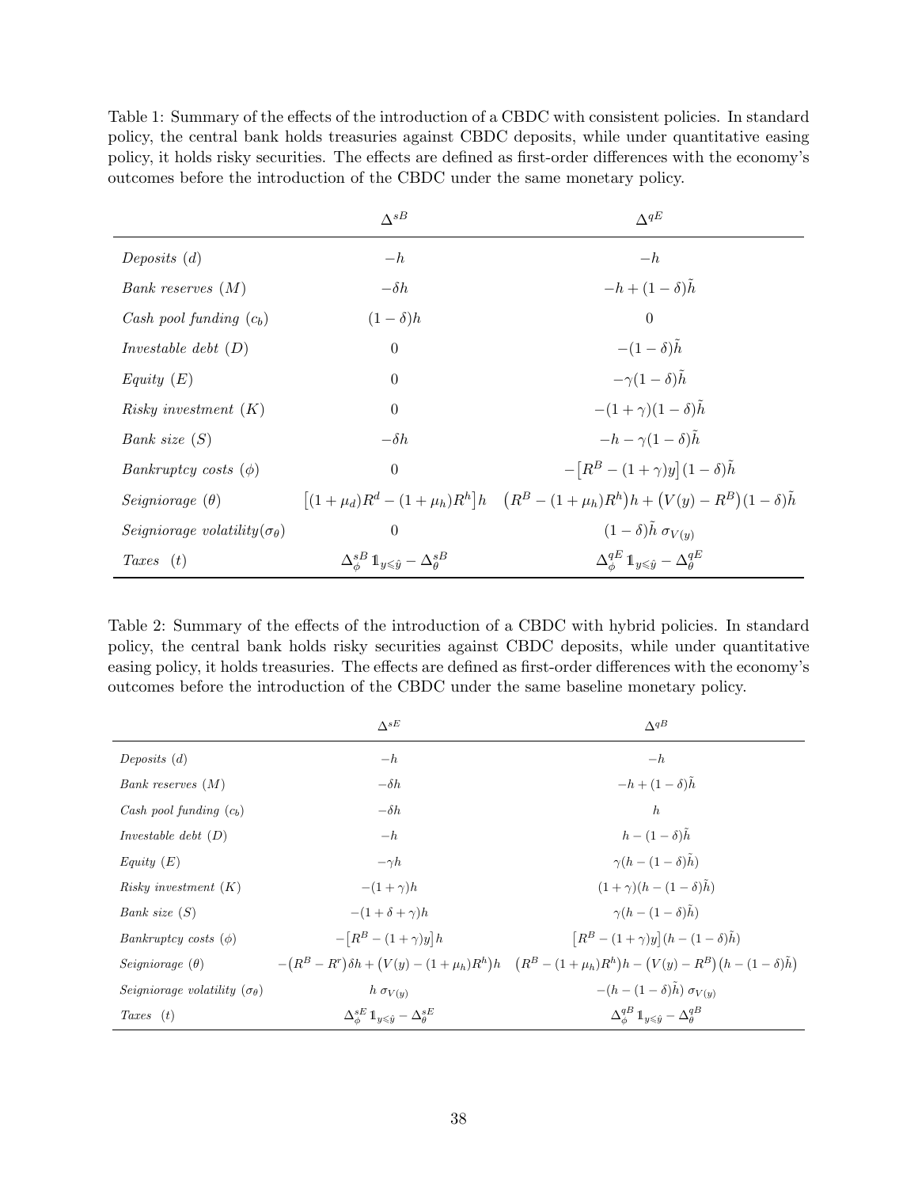Table 1: Summary of the effects of the introduction of a CBDC with consistent policies. In standard policy, the central bank holds treasuries against CBDC deposits, while under quantitative easing policy, it holds risky securities. The effects are defined as first-order differences with the economy's outcomes before the introduction of the CBDC under the same monetary policy.

| | $\Delta^{sB}$ | $\Delta^{qE}$ |
|---|---|---|
| *Deposits* $(d)$ | $-h$ | $-h$ |
| *Bank reserves* $(M)$ | $-\delta h$ | $-h + (1-\delta)\tilde{h}$ |
| *Cash pool funding* $(c_b)$ | $(1-\delta)h$ | $0$ |
| *Investable debt* $(D)$ | $0$ | $-(1-\delta)\tilde{h}$ |
| *Equity* $(E)$ | $0$ | $-\gamma(1-\delta)\tilde{h}$ |
| *Risky investment* $(K)$ | $0$ | $-(1+\gamma)(1-\delta)\tilde{h}$ |
| *Bank size* $(S)$ | $-\delta h$ | $-h - \gamma(1-\delta)\tilde{h}$ |
| *Bankruptcy costs* $(\phi)$ | $0$ | $-\big[R^B - (1+\gamma)y\big](1-\delta)\tilde{h}$ |
| *Seigniorage* $(\theta)$ | $\big[(1+\mu_d)R^d - (1+\mu_h)R^h\big]h$ | $\big(R^B - (1+\mu_h)R^h\big)h + \big(V(y) - R^B\big)(1-\delta)\tilde{h}$ |
| *Seigniorage volatility* $(\sigma_\theta)$ | $0$ | $(1-\delta)\tilde{h}\ \sigma_{V(y)}$ |
| *Taxes* $(t)$ | $\Delta_\phi^{sB}\,\mathbb{1}_{y\leqslant\hat{y}} - \Delta_\theta^{sB}$ | $\Delta_\phi^{qE}\,\mathbb{1}_{y\leqslant\hat{y}} - \Delta_\theta^{qE}$ |

Table 2: Summary of the effects of the introduction of a CBDC with hybrid policies. In standard policy, the central bank holds risky securities against CBDC deposits, while under quantitative easing policy, it holds treasuries. The effects are defined as first-order differences with the economy's outcomes before the introduction of the CBDC under the same baseline monetary policy.

| | $\Delta^{sE}$ | $\Delta^{qB}$ |
|---|---|---|
| *Deposits* $(d)$ | $-h$ | $-h$ |
| *Bank reserves* $(M)$ | $-\delta h$ | $-h + (1-\delta)\tilde{h}$ |
| *Cash pool funding* $(c_b)$ | $-\delta h$ | $h$ |
| *Investable debt* $(D)$ | $-h$ | $h - (1-\delta)\tilde{h}$ |
| *Equity* $(E)$ | $-\gamma h$ | $\gamma(h - (1-\delta)\tilde{h})$ |
| *Risky investment* $(K)$ | $-(1+\gamma)h$ | $(1+\gamma)(h - (1-\delta)\tilde{h})$ |
| *Bank size* $(S)$ | $-(1+\delta+\gamma)h$ | $\gamma(h - (1-\delta)\tilde{h})$ |
| *Bankruptcy costs* $(\phi)$ | $-\big[R^B - (1+\gamma)y\big]h$ | $\big[R^B - (1+\gamma)y\big](h - (1-\delta)\tilde{h})$ |
| *Seigniorage* $(\theta)$ | $-\big(R^B - R^r\big)\delta h + \big(V(y) - (1+\mu_h)R^h\big)h$ | $\big(R^B - (1+\mu_h)R^h\big)h - \big(V(y) - R^B\big)\big(h - (1-\delta)\tilde{h}\big)$ |
| *Seigniorage volatility* $(\sigma_\theta)$ | $h\ \sigma_{V(y)}$ | $-(h - (1-\delta)\tilde{h})\ \sigma_{V(y)}$ |
| *Taxes* $(t)$ | $\Delta_\phi^{sE}\,\mathbb{1}_{y\leqslant\hat{y}} - \Delta_\theta^{sE}$ | $\Delta_\phi^{qB}\,\mathbb{1}_{y\leqslant\hat{y}} - \Delta_\theta^{qB}$ |